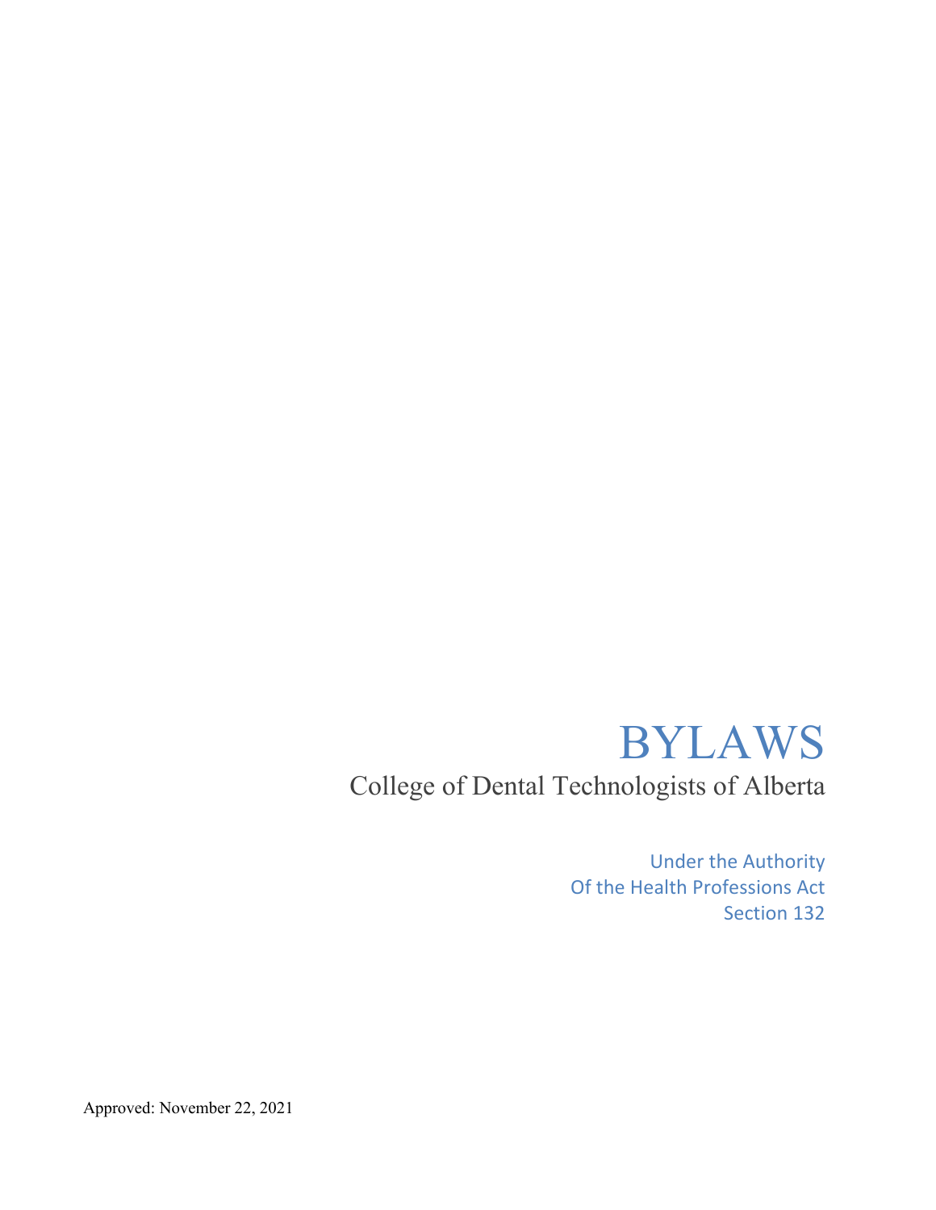# BYLAWS

## College of Dental Technologists of Alberta

Under the Authority
Of the Health Professions Act
Section 132

Approved: November 22, 2021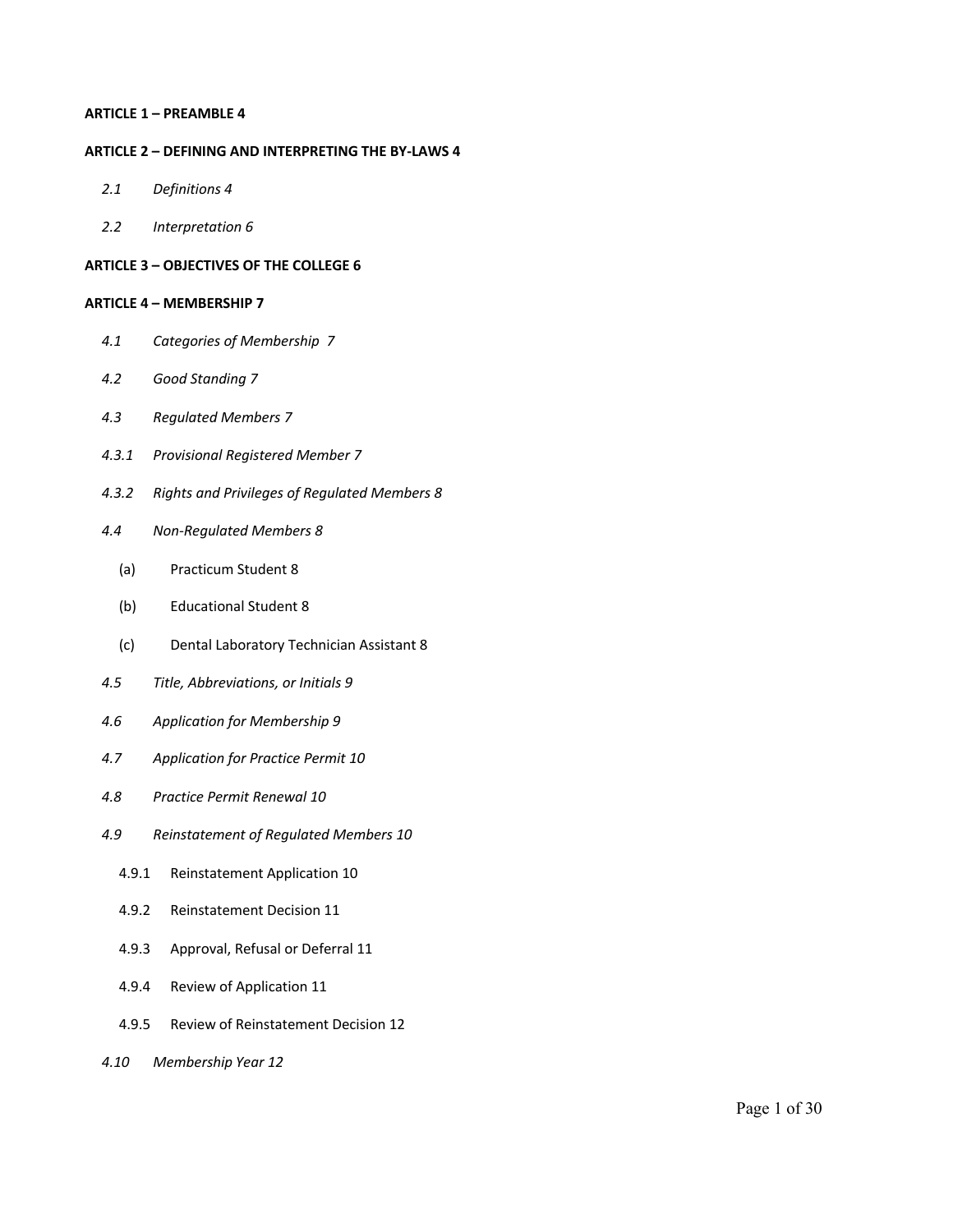**ARTICLE 1 – PREAMBLE 4**

**ARTICLE 2 – DEFINING AND INTERPRETING THE BY-LAWS 4**

- *2.1 Definitions 4*
- *2.2 Interpretation 6*

**ARTICLE 3 – OBJECTIVES OF THE COLLEGE 6**

**ARTICLE 4 – MEMBERSHIP 7**

- *4.1 Categories of Membership 7*
- *4.2 Good Standing 7*
- *4.3 Regulated Members 7*
- *4.3.1 Provisional Registered Member 7*
- *4.3.2 Rights and Privileges of Regulated Members 8*
- *4.4 Non-Regulated Members 8*
  - (a) Practicum Student 8
  - (b) Educational Student 8
  - (c) Dental Laboratory Technician Assistant 8
- *4.5 Title, Abbreviations, or Initials 9*
- *4.6 Application for Membership 9*
- *4.7 Application for Practice Permit 10*
- *4.8 Practice Permit Renewal 10*
- *4.9 Reinstatement of Regulated Members 10*
  - 4.9.1 Reinstatement Application 10
  - 4.9.2 Reinstatement Decision 11
  - 4.9.3 Approval, Refusal or Deferral 11
  - 4.9.4 Review of Application 11
  - 4.9.5 Review of Reinstatement Decision 12
- *4.10 Membership Year 12*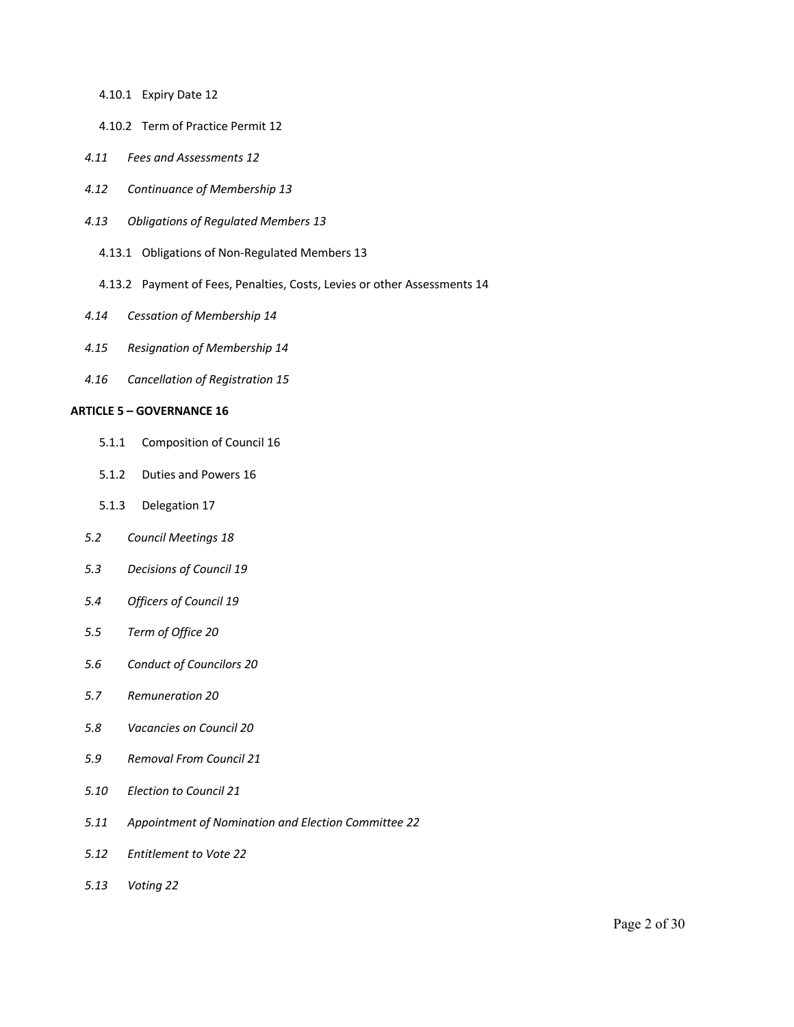4.10.1 Expiry Date 12

4.10.2 Term of Practice Permit 12

*4.11 Fees and Assessments 12*

*4.12 Continuance of Membership 13*

*4.13 Obligations of Regulated Members 13*

4.13.1 Obligations of Non-Regulated Members 13

4.13.2 Payment of Fees, Penalties, Costs, Levies or other Assessments 14

*4.14 Cessation of Membership 14*

*4.15 Resignation of Membership 14*

*4.16 Cancellation of Registration 15*

**ARTICLE 5 – GOVERNANCE 16**

5.1.1 Composition of Council 16

5.1.2 Duties and Powers 16

5.1.3 Delegation 17

*5.2 Council Meetings 18*

*5.3 Decisions of Council 19*

*5.4 Officers of Council 19*

*5.5 Term of Office 20*

*5.6 Conduct of Councilors 20*

*5.7 Remuneration 20*

*5.8 Vacancies on Council 20*

*5.9 Removal From Council 21*

*5.10 Election to Council 21*

*5.11 Appointment of Nomination and Election Committee 22*

*5.12 Entitlement to Vote 22*

*5.13 Voting 22*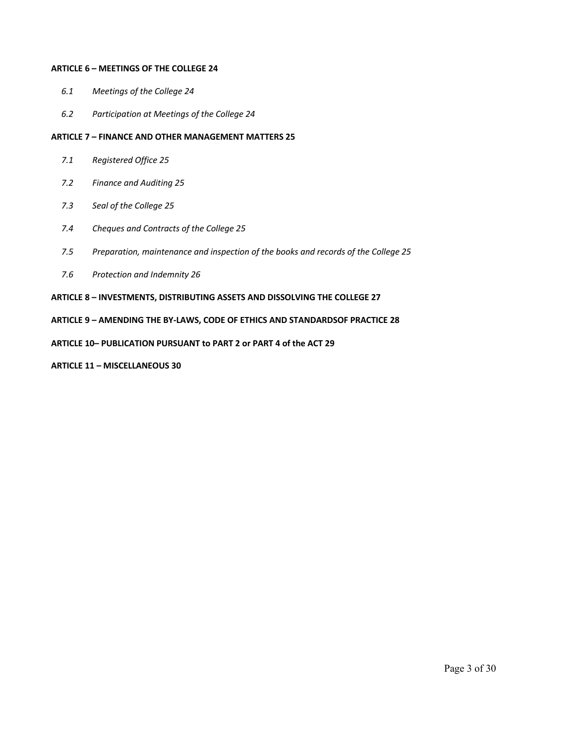**ARTICLE 6 – MEETINGS OF THE COLLEGE 24**

- *6.1 Meetings of the College 24*
- *6.2 Participation at Meetings of the College 24*

**ARTICLE 7 – FINANCE AND OTHER MANAGEMENT MATTERS 25**

- *7.1 Registered Office 25*
- *7.2 Finance and Auditing 25*
- *7.3 Seal of the College 25*
- *7.4 Cheques and Contracts of the College 25*
- *7.5 Preparation, maintenance and inspection of the books and records of the College 25*
- *7.6 Protection and Indemnity 26*

**ARTICLE 8 – INVESTMENTS, DISTRIBUTING ASSETS AND DISSOLVING THE COLLEGE 27**

**ARTICLE 9 – AMENDING THE BY-LAWS, CODE OF ETHICS AND STANDARDSOF PRACTICE 28**

**ARTICLE 10– PUBLICATION PURSUANT to PART 2 or PART 4 of the ACT 29**

**ARTICLE 11 – MISCELLANEOUS 30**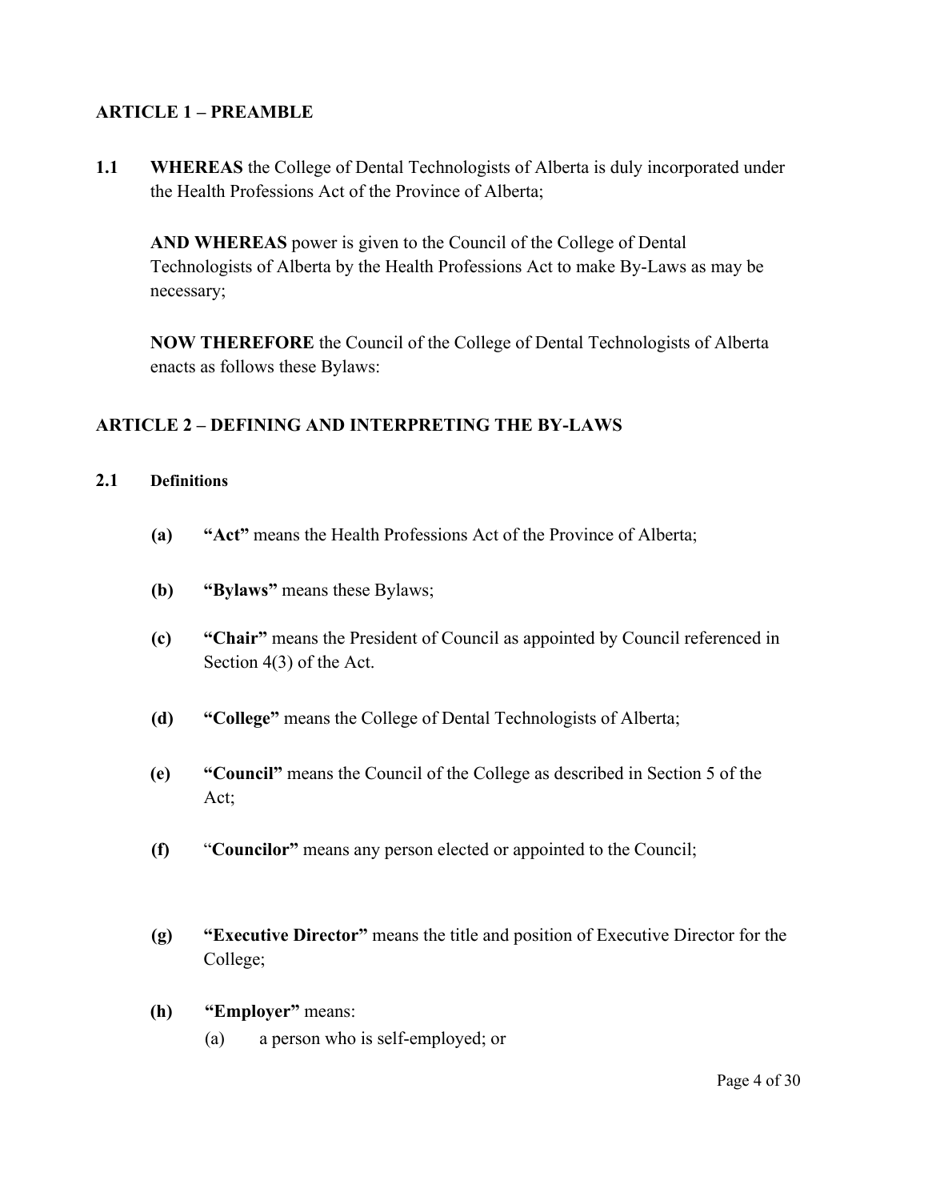## ARTICLE 1 – PREAMBLE

**1.1** **WHEREAS** the College of Dental Technologists of Alberta is duly incorporated under the Health Professions Act of the Province of Alberta;

**AND WHEREAS** power is given to the Council of the College of Dental Technologists of Alberta by the Health Professions Act to make By-Laws as may be necessary;

**NOW THEREFORE** the Council of the College of Dental Technologists of Alberta enacts as follows these Bylaws:

## ARTICLE 2 – DEFINING AND INTERPRETING THE BY-LAWS

### 2.1 Definitions

- **(a)** **"Act"** means the Health Professions Act of the Province of Alberta;
- **(b)** **"Bylaws"** means these Bylaws;
- **(c)** **"Chair"** means the President of Council as appointed by Council referenced in Section 4(3) of the Act.
- **(d)** **"College"** means the College of Dental Technologists of Alberta;
- **(e)** **"Council"** means the Council of the College as described in Section 5 of the Act;
- **(f)** "**Councilor"** means any person elected or appointed to the Council;
- **(g)** **"Executive Director"** means the title and position of Executive Director for the College;
- **(h)** **"Employer"** means:
  - (a) a person who is self-employed; or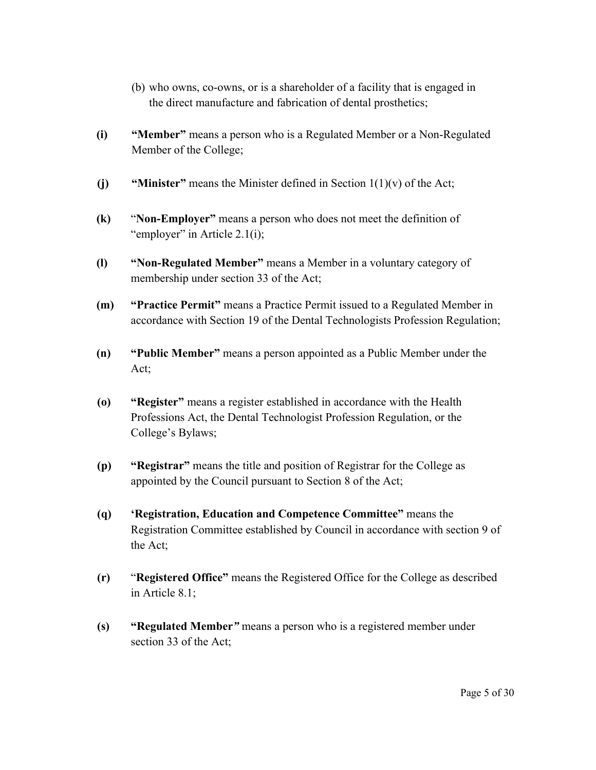(b) who owns, co-owns, or is a shareholder of a facility that is engaged in the direct manufacture and fabrication of dental prosthetics;

**(i)** **"Member"** means a person who is a Regulated Member or a Non-Regulated Member of the College;

**(j)** **"Minister"** means the Minister defined in Section 1(1)(v) of the Act;

**(k)** "**Non-Employer"** means a person who does not meet the definition of "employer" in Article 2.1(i);

**(l)** **"Non-Regulated Member"** means a Member in a voluntary category of membership under section 33 of the Act;

**(m)** **"Practice Permit"** means a Practice Permit issued to a Regulated Member in accordance with Section 19 of the Dental Technologists Profession Regulation;

**(n)** **"Public Member"** means a person appointed as a Public Member under the Act;

**(o)** **"Register"** means a register established in accordance with the Health Professions Act, the Dental Technologist Profession Regulation, or the College's Bylaws;

**(p)** **"Registrar"** means the title and position of Registrar for the College as appointed by the Council pursuant to Section 8 of the Act;

**(q)** **'Registration, Education and Competence Committee"** means the Registration Committee established by Council in accordance with section 9 of the Act;

**(r)** "**Registered Office"** means the Registered Office for the College as described in Article 8.1;

**(s)** **"Regulated Member*"*** means a person who is a registered member under section 33 of the Act;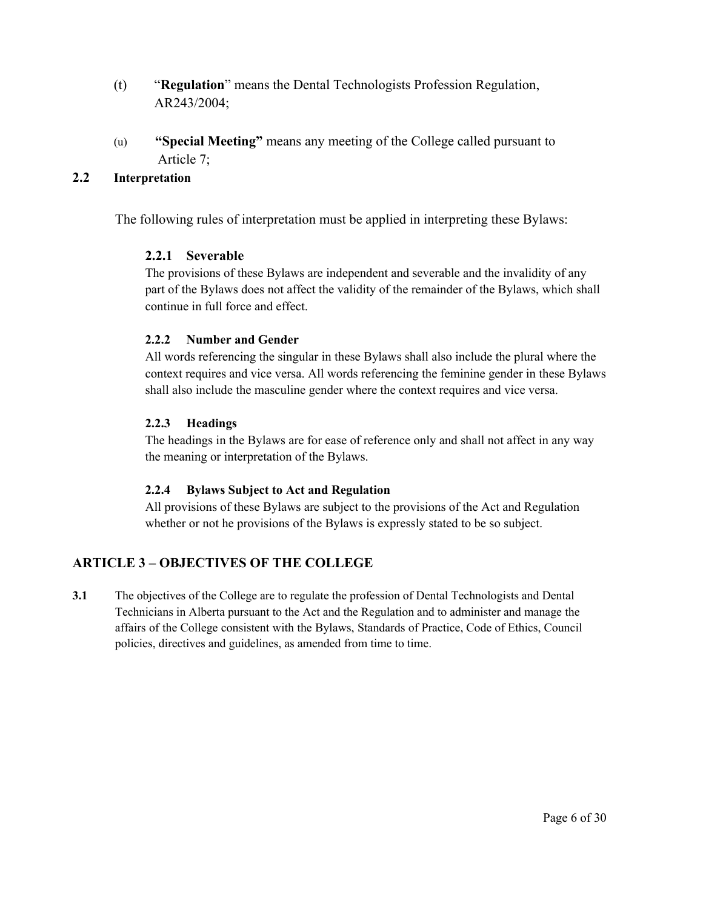(t) "**Regulation**" means the Dental Technologists Profession Regulation, AR243/2004;

(u) **"Special Meeting"** means any meeting of the College called pursuant to Article 7;

### 2.2 Interpretation

The following rules of interpretation must be applied in interpreting these Bylaws:

#### 2.2.1 Severable

The provisions of these Bylaws are independent and severable and the invalidity of any part of the Bylaws does not affect the validity of the remainder of the Bylaws, which shall continue in full force and effect.

#### 2.2.2 Number and Gender

All words referencing the singular in these Bylaws shall also include the plural where the context requires and vice versa. All words referencing the feminine gender in these Bylaws shall also include the masculine gender where the context requires and vice versa.

#### 2.2.3 Headings

The headings in the Bylaws are for ease of reference only and shall not affect in any way the meaning or interpretation of the Bylaws.

#### 2.2.4 Bylaws Subject to Act and Regulation

All provisions of these Bylaws are subject to the provisions of the Act and Regulation whether or not he provisions of the Bylaws is expressly stated to be so subject.

## ARTICLE 3 – OBJECTIVES OF THE COLLEGE

**3.1** The objectives of the College are to regulate the profession of Dental Technologists and Dental Technicians in Alberta pursuant to the Act and the Regulation and to administer and manage the affairs of the College consistent with the Bylaws, Standards of Practice, Code of Ethics, Council policies, directives and guidelines, as amended from time to time.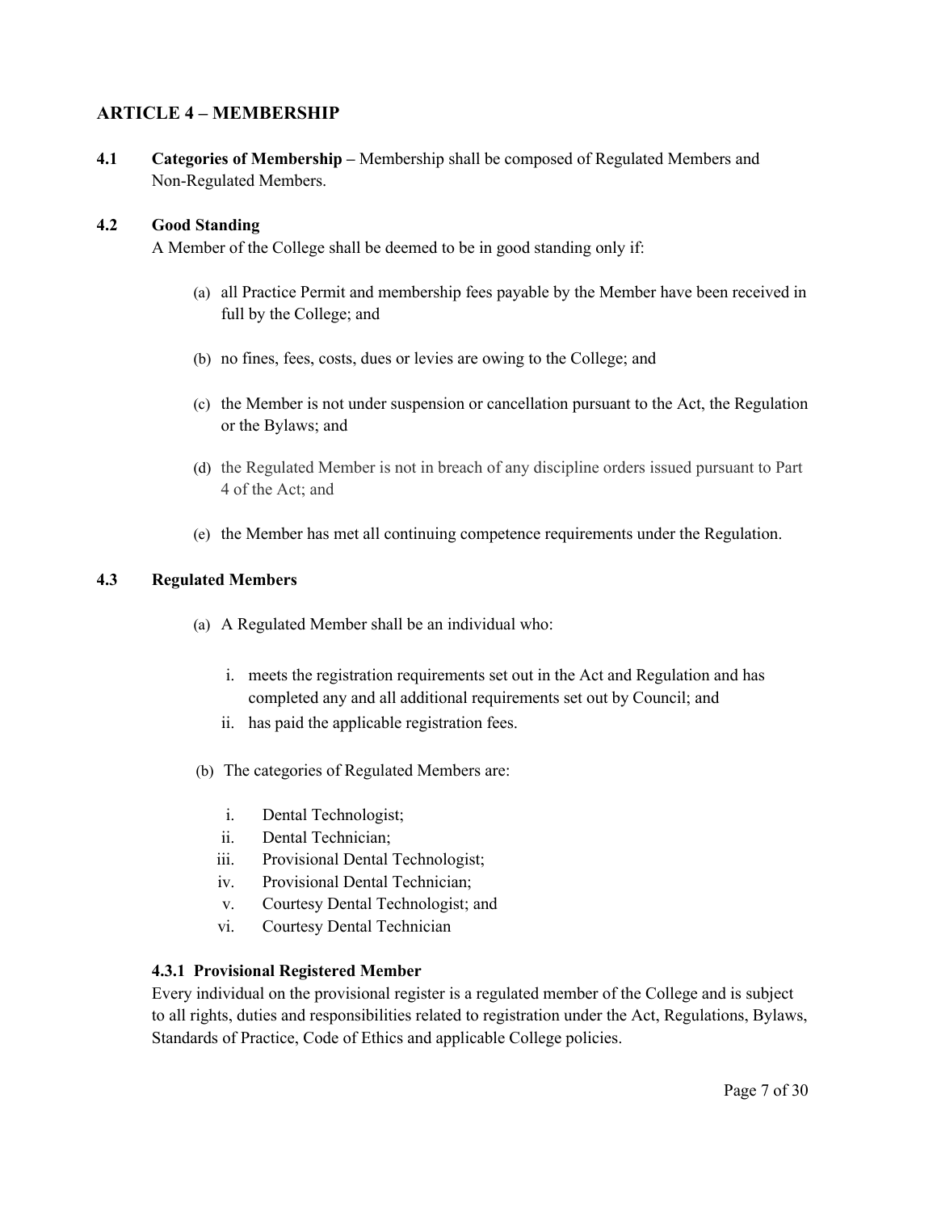## ARTICLE 4 – MEMBERSHIP

**4.1 Categories of Membership –** Membership shall be composed of Regulated Members and Non-Regulated Members.

**4.2 Good Standing**

A Member of the College shall be deemed to be in good standing only if:

(a) all Practice Permit and membership fees payable by the Member have been received in full by the College; and

(b) no fines, fees, costs, dues or levies are owing to the College; and

(c) the Member is not under suspension or cancellation pursuant to the Act, the Regulation or the Bylaws; and

(d) the Regulated Member is not in breach of any discipline orders issued pursuant to Part 4 of the Act; and

(e) the Member has met all continuing competence requirements under the Regulation.

**4.3 Regulated Members**

(a) A Regulated Member shall be an individual who:

i. meets the registration requirements set out in the Act and Regulation and has completed any and all additional requirements set out by Council; and

ii. has paid the applicable registration fees.

(b) The categories of Regulated Members are:

i. Dental Technologist;

ii. Dental Technician;

iii. Provisional Dental Technologist;

iv. Provisional Dental Technician;

v. Courtesy Dental Technologist; and

vi. Courtesy Dental Technician

**4.3.1 Provisional Registered Member**

Every individual on the provisional register is a regulated member of the College and is subject to all rights, duties and responsibilities related to registration under the Act, Regulations, Bylaws, Standards of Practice, Code of Ethics and applicable College policies.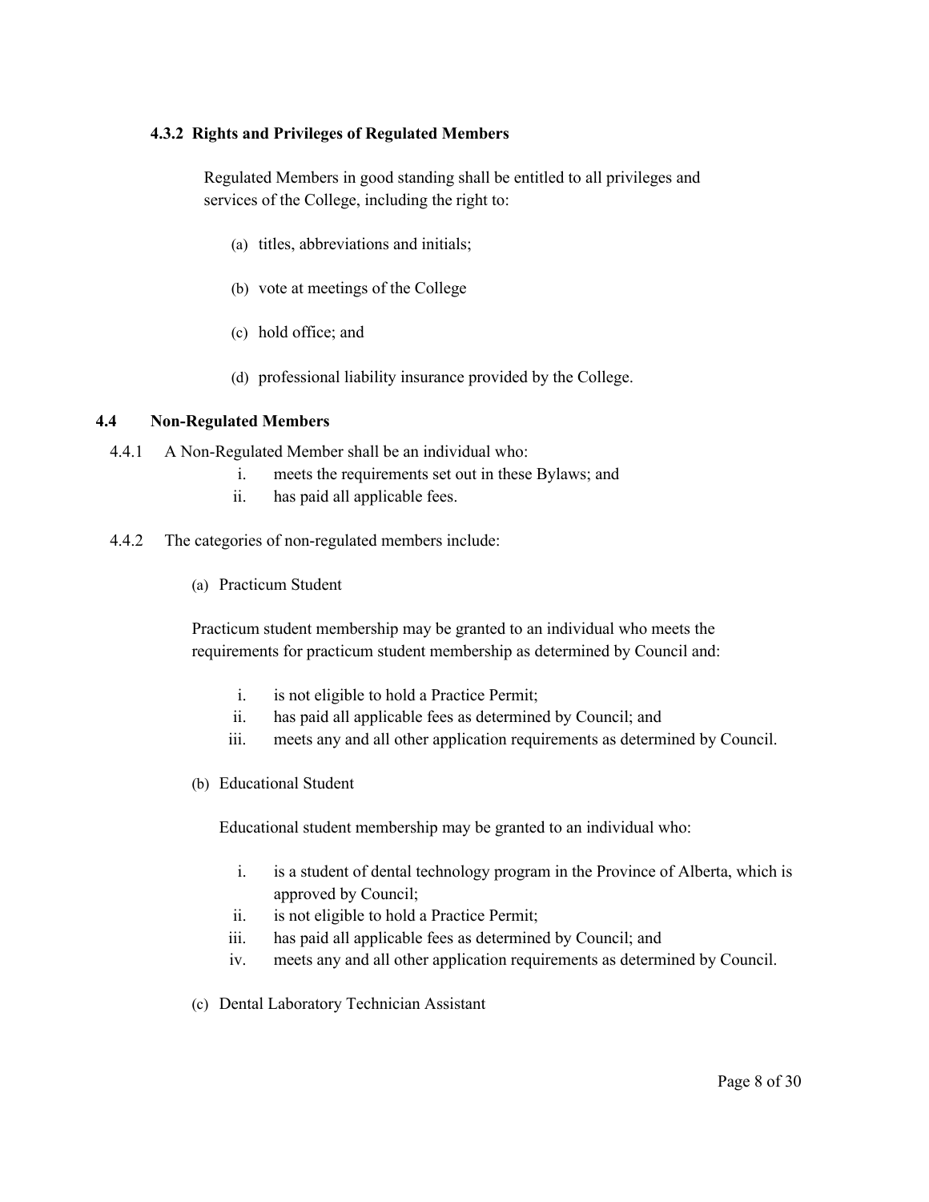#### 4.3.2 Rights and Privileges of Regulated Members

Regulated Members in good standing shall be entitled to all privileges and services of the College, including the right to:

(a) titles, abbreviations and initials;

(b) vote at meetings of the College

(c) hold office; and

(d) professional liability insurance provided by the College.

### 4.4 Non-Regulated Members

4.4.1 A Non-Regulated Member shall be an individual who:

i. meets the requirements set out in these Bylaws; and
ii. has paid all applicable fees.

4.4.2 The categories of non-regulated members include:

(a) Practicum Student

Practicum student membership may be granted to an individual who meets the requirements for practicum student membership as determined by Council and:

i. is not eligible to hold a Practice Permit;
ii. has paid all applicable fees as determined by Council; and
iii. meets any and all other application requirements as determined by Council.

(b) Educational Student

Educational student membership may be granted to an individual who:

i. is a student of dental technology program in the Province of Alberta, which is approved by Council;
ii. is not eligible to hold a Practice Permit;
iii. has paid all applicable fees as determined by Council; and
iv. meets any and all other application requirements as determined by Council.

(c) Dental Laboratory Technician Assistant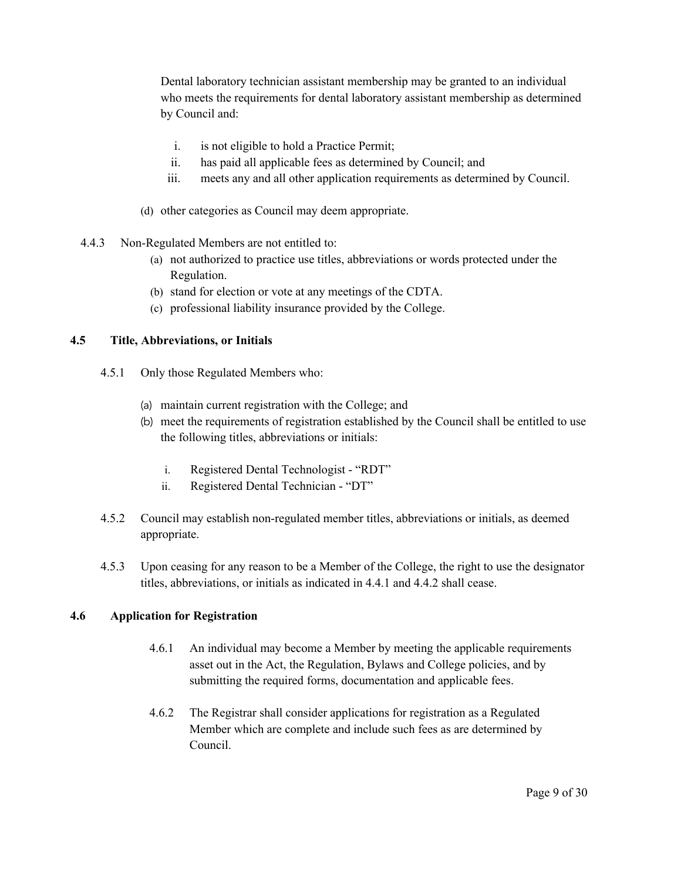Dental laboratory technician assistant membership may be granted to an individual who meets the requirements for dental laboratory assistant membership as determined by Council and:

i. is not eligible to hold a Practice Permit;
ii. has paid all applicable fees as determined by Council; and
iii. meets any and all other application requirements as determined by Council.

(d) other categories as Council may deem appropriate.

4.4.3 Non-Regulated Members are not entitled to:

(a) not authorized to practice use titles, abbreviations or words protected under the Regulation.
(b) stand for election or vote at any meetings of the CDTA.
(c) professional liability insurance provided by the College.

## 4.5 Title, Abbreviations, or Initials

4.5.1 Only those Regulated Members who:

(a) maintain current registration with the College; and
(b) meet the requirements of registration established by the Council shall be entitled to use the following titles, abbreviations or initials:

i. Registered Dental Technologist - "RDT"
ii. Registered Dental Technician - "DT"

4.5.2 Council may establish non-regulated member titles, abbreviations or initials, as deemed appropriate.

4.5.3 Upon ceasing for any reason to be a Member of the College, the right to use the designator titles, abbreviations, or initials as indicated in 4.4.1 and 4.4.2 shall cease.

## 4.6 Application for Registration

4.6.1 An individual may become a Member by meeting the applicable requirements asset out in the Act, the Regulation, Bylaws and College policies, and by submitting the required forms, documentation and applicable fees.

4.6.2 The Registrar shall consider applications for registration as a Regulated Member which are complete and include such fees as are determined by Council.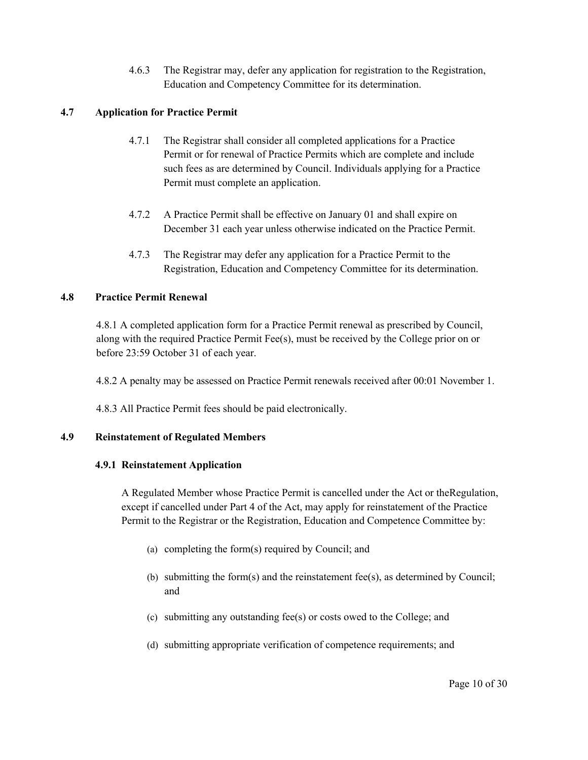4.6.3 The Registrar may, defer any application for registration to the Registration, Education and Competency Committee for its determination.

## 4.7 Application for Practice Permit

4.7.1 The Registrar shall consider all completed applications for a Practice Permit or for renewal of Practice Permits which are complete and include such fees as are determined by Council. Individuals applying for a Practice Permit must complete an application.

4.7.2 A Practice Permit shall be effective on January 01 and shall expire on December 31 each year unless otherwise indicated on the Practice Permit.

4.7.3 The Registrar may defer any application for a Practice Permit to the Registration, Education and Competency Committee for its determination.

## 4.8 Practice Permit Renewal

4.8.1 A completed application form for a Practice Permit renewal as prescribed by Council, along with the required Practice Permit Fee(s), must be received by the College prior on or before 23:59 October 31 of each year.

4.8.2 A penalty may be assessed on Practice Permit renewals received after 00:01 November 1.

4.8.3 All Practice Permit fees should be paid electronically.

## 4.9 Reinstatement of Regulated Members

### 4.9.1 Reinstatement Application

A Regulated Member whose Practice Permit is cancelled under the Act or theRegulation, except if cancelled under Part 4 of the Act, may apply for reinstatement of the Practice Permit to the Registrar or the Registration, Education and Competence Committee by:

(a) completing the form(s) required by Council; and

(b) submitting the form(s) and the reinstatement fee(s), as determined by Council; and

(c) submitting any outstanding fee(s) or costs owed to the College; and

(d) submitting appropriate verification of competence requirements; and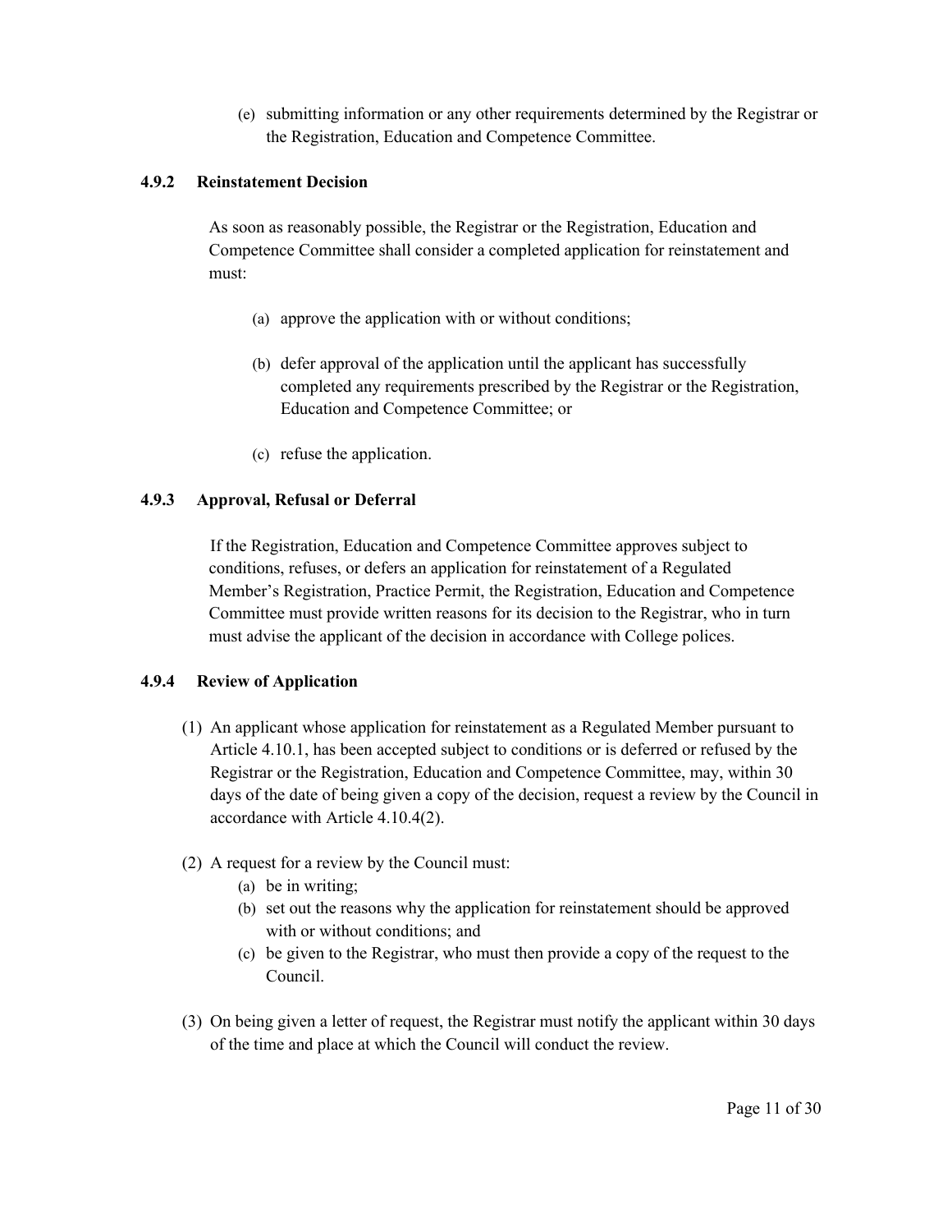(e) submitting information or any other requirements determined by the Registrar or the Registration, Education and Competence Committee.

### 4.9.2 Reinstatement Decision

As soon as reasonably possible, the Registrar or the Registration, Education and Competence Committee shall consider a completed application for reinstatement and must:

(a) approve the application with or without conditions;

(b) defer approval of the application until the applicant has successfully completed any requirements prescribed by the Registrar or the Registration, Education and Competence Committee; or

(c) refuse the application.

### 4.9.3 Approval, Refusal or Deferral

If the Registration, Education and Competence Committee approves subject to conditions, refuses, or defers an application for reinstatement of a Regulated Member's Registration, Practice Permit, the Registration, Education and Competence Committee must provide written reasons for its decision to the Registrar, who in turn must advise the applicant of the decision in accordance with College polices.

### 4.9.4 Review of Application

(1) An applicant whose application for reinstatement as a Regulated Member pursuant to Article 4.10.1, has been accepted subject to conditions or is deferred or refused by the Registrar or the Registration, Education and Competence Committee, may, within 30 days of the date of being given a copy of the decision, request a review by the Council in accordance with Article 4.10.4(2).

(2) A request for a review by the Council must:
   (a) be in writing;
   (b) set out the reasons why the application for reinstatement should be approved with or without conditions; and
   (c) be given to the Registrar, who must then provide a copy of the request to the Council.

(3) On being given a letter of request, the Registrar must notify the applicant within 30 days of the time and place at which the Council will conduct the review.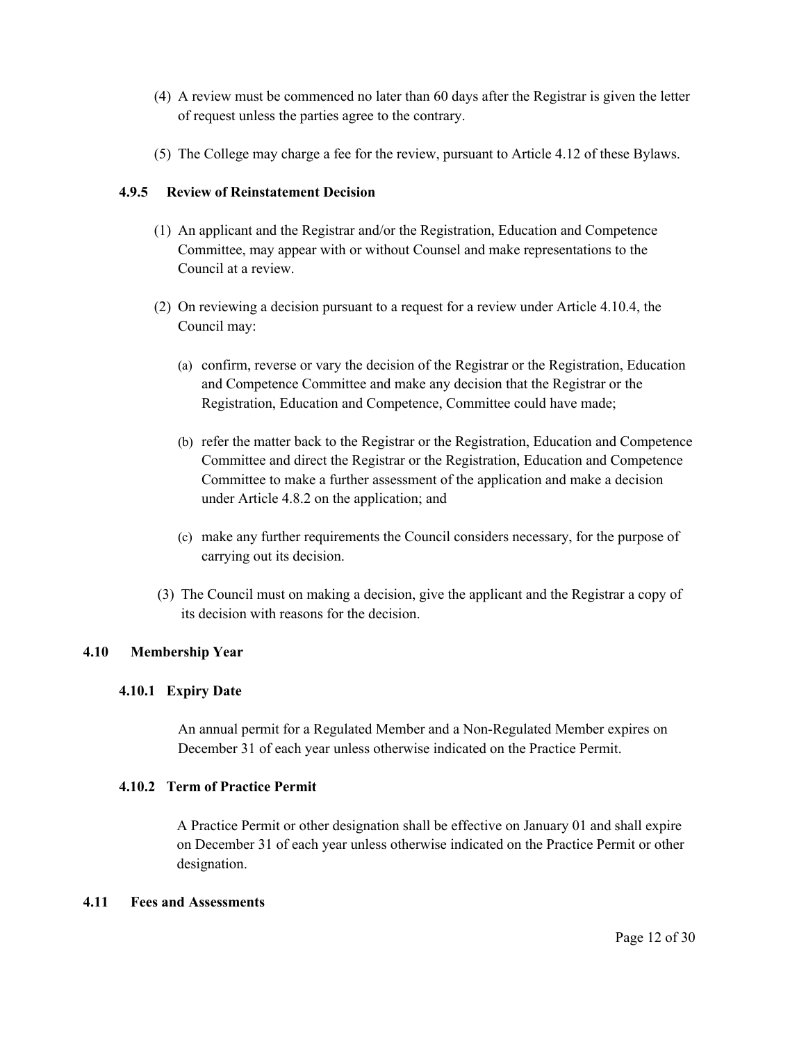(4) A review must be commenced no later than 60 days after the Registrar is given the letter of request unless the parties agree to the contrary.

(5) The College may charge a fee for the review, pursuant to Article 4.12 of these Bylaws.

#### 4.9.5 Review of Reinstatement Decision

(1) An applicant and the Registrar and/or the Registration, Education and Competence Committee, may appear with or without Counsel and make representations to the Council at a review.

(2) On reviewing a decision pursuant to a request for a review under Article 4.10.4, the Council may:

(a) confirm, reverse or vary the decision of the Registrar or the Registration, Education and Competence Committee and make any decision that the Registrar or the Registration, Education and Competence, Committee could have made;

(b) refer the matter back to the Registrar or the Registration, Education and Competence Committee and direct the Registrar or the Registration, Education and Competence Committee to make a further assessment of the application and make a decision under Article 4.8.2 on the application; and

(c) make any further requirements the Council considers necessary, for the purpose of carrying out its decision.

(3) The Council must on making a decision, give the applicant and the Registrar a copy of its decision with reasons for the decision.

### 4.10 Membership Year

#### 4.10.1 Expiry Date

An annual permit for a Regulated Member and a Non-Regulated Member expires on December 31 of each year unless otherwise indicated on the Practice Permit.

#### 4.10.2 Term of Practice Permit

A Practice Permit or other designation shall be effective on January 01 and shall expire on December 31 of each year unless otherwise indicated on the Practice Permit or other designation.

### 4.11 Fees and Assessments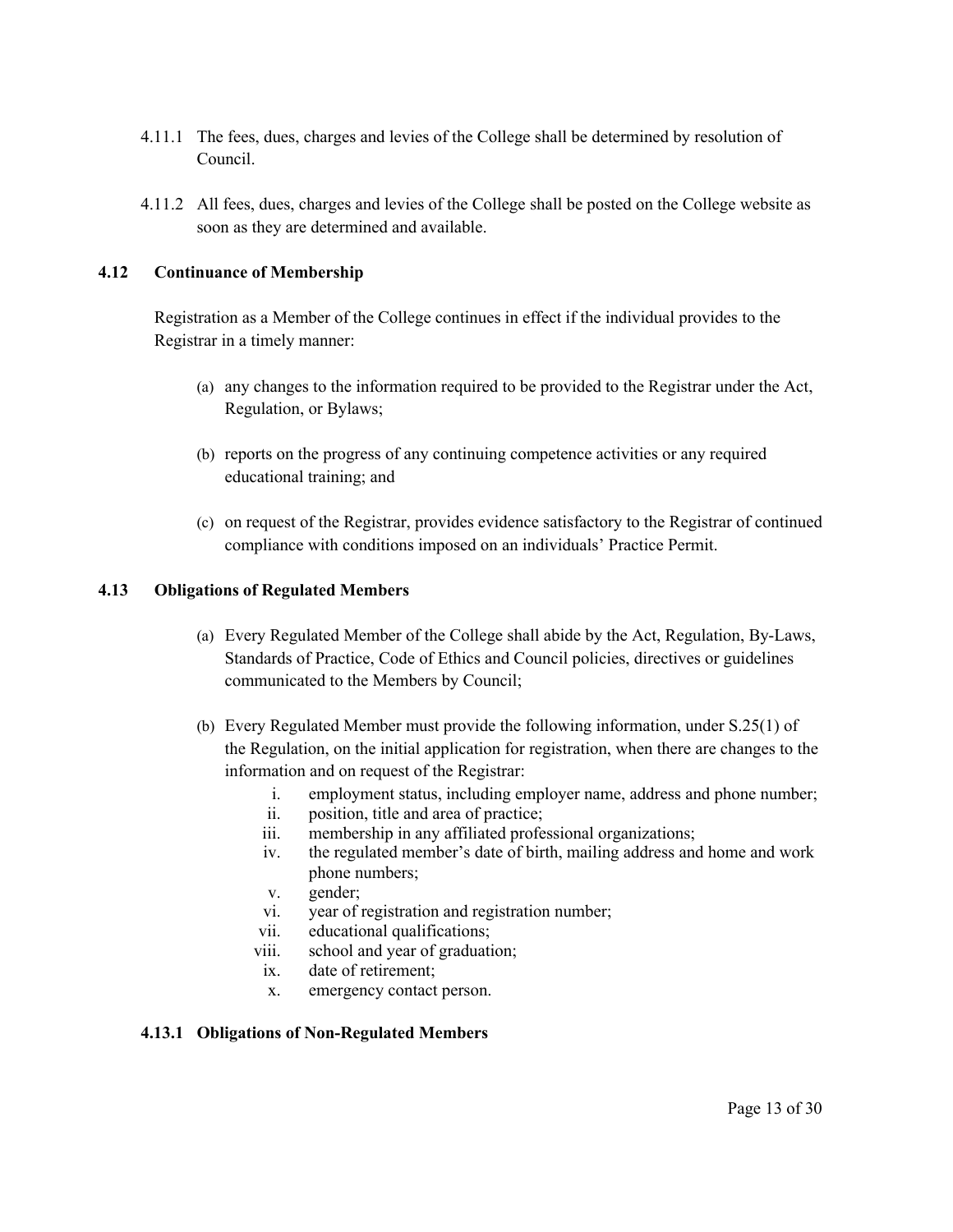4.11.1 The fees, dues, charges and levies of the College shall be determined by resolution of Council.

4.11.2 All fees, dues, charges and levies of the College shall be posted on the College website as soon as they are determined and available.

### 4.12 Continuance of Membership

Registration as a Member of the College continues in effect if the individual provides to the Registrar in a timely manner:

(a) any changes to the information required to be provided to the Registrar under the Act, Regulation, or Bylaws;

(b) reports on the progress of any continuing competence activities or any required educational training; and

(c) on request of the Registrar, provides evidence satisfactory to the Registrar of continued compliance with conditions imposed on an individuals' Practice Permit.

### 4.13 Obligations of Regulated Members

(a) Every Regulated Member of the College shall abide by the Act, Regulation, By-Laws, Standards of Practice, Code of Ethics and Council policies, directives or guidelines communicated to the Members by Council;

(b) Every Regulated Member must provide the following information, under S.25(1) of the Regulation, on the initial application for registration, when there are changes to the information and on request of the Registrar:

i. employment status, including employer name, address and phone number;
ii. position, title and area of practice;
iii. membership in any affiliated professional organizations;
iv. the regulated member's date of birth, mailing address and home and work phone numbers;
v. gender;
vi. year of registration and registration number;
vii. educational qualifications;
viii. school and year of graduation;
ix. date of retirement;
x. emergency contact person.

#### 4.13.1 Obligations of Non-Regulated Members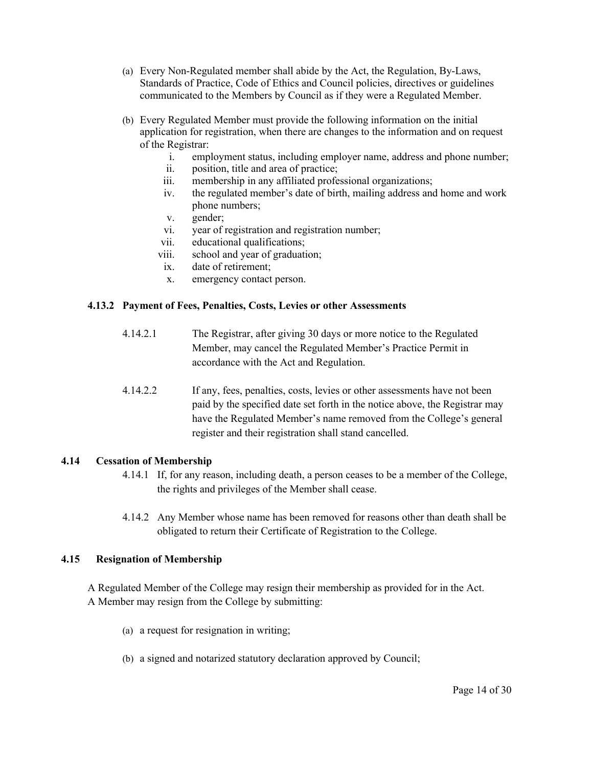(a) Every Non-Regulated member shall abide by the Act, the Regulation, By-Laws, Standards of Practice, Code of Ethics and Council policies, directives or guidelines communicated to the Members by Council as if they were a Regulated Member.

(b) Every Regulated Member must provide the following information on the initial application for registration, when there are changes to the information and on request of the Registrar:

   i. employment status, including employer name, address and phone number;
   ii. position, title and area of practice;
   iii. membership in any affiliated professional organizations;
   iv. the regulated member's date of birth, mailing address and home and work phone numbers;
   v. gender;
   vi. year of registration and registration number;
   vii. educational qualifications;
   viii. school and year of graduation;
   ix. date of retirement;
   x. emergency contact person.

### 4.13.2 Payment of Fees, Penalties, Costs, Levies or other Assessments

4.14.2.1 The Registrar, after giving 30 days or more notice to the Regulated Member, may cancel the Regulated Member's Practice Permit in accordance with the Act and Regulation.

4.14.2.2 If any, fees, penalties, costs, levies or other assessments have not been paid by the specified date set forth in the notice above, the Registrar may have the Regulated Member's name removed from the College's general register and their registration shall stand cancelled.

## 4.14 Cessation of Membership

4.14.1 If, for any reason, including death, a person ceases to be a member of the College, the rights and privileges of the Member shall cease.

4.14.2 Any Member whose name has been removed for reasons other than death shall be obligated to return their Certificate of Registration to the College.

## 4.15 Resignation of Membership

A Regulated Member of the College may resign their membership as provided for in the Act. A Member may resign from the College by submitting:

(a) a request for resignation in writing;

(b) a signed and notarized statutory declaration approved by Council;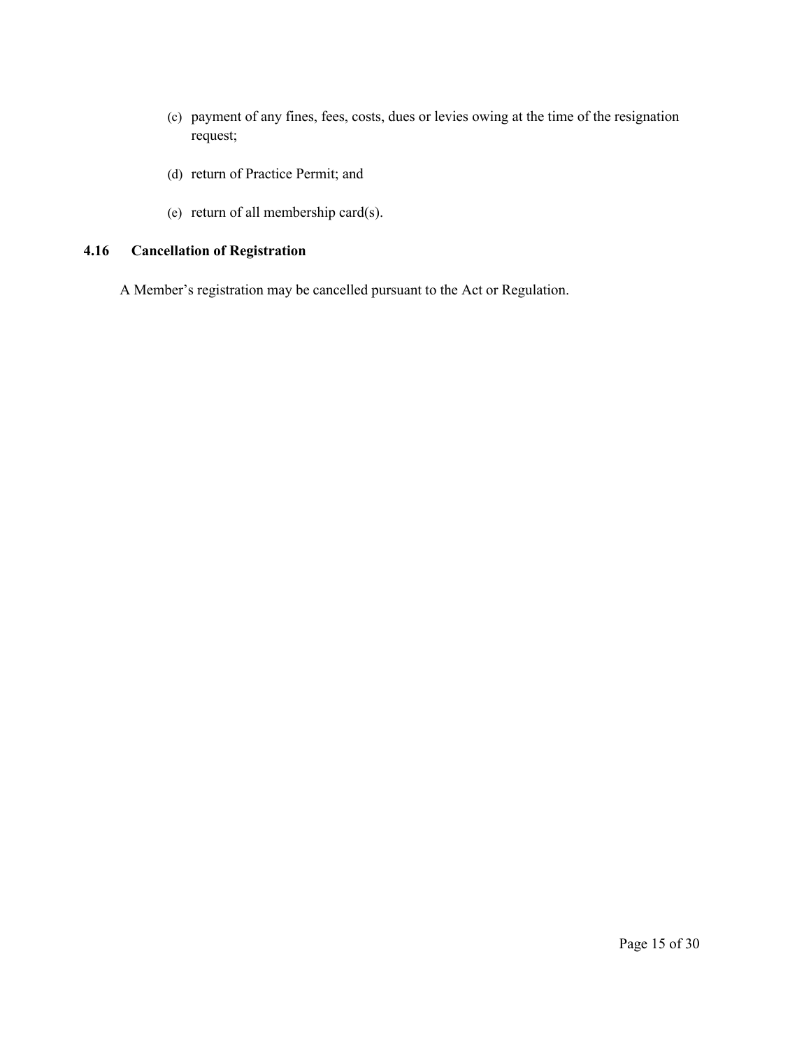(c) payment of any fines, fees, costs, dues or levies owing at the time of the resignation request;

(d) return of Practice Permit; and

(e) return of all membership card(s).

### 4.16 Cancellation of Registration

A Member's registration may be cancelled pursuant to the Act or Regulation.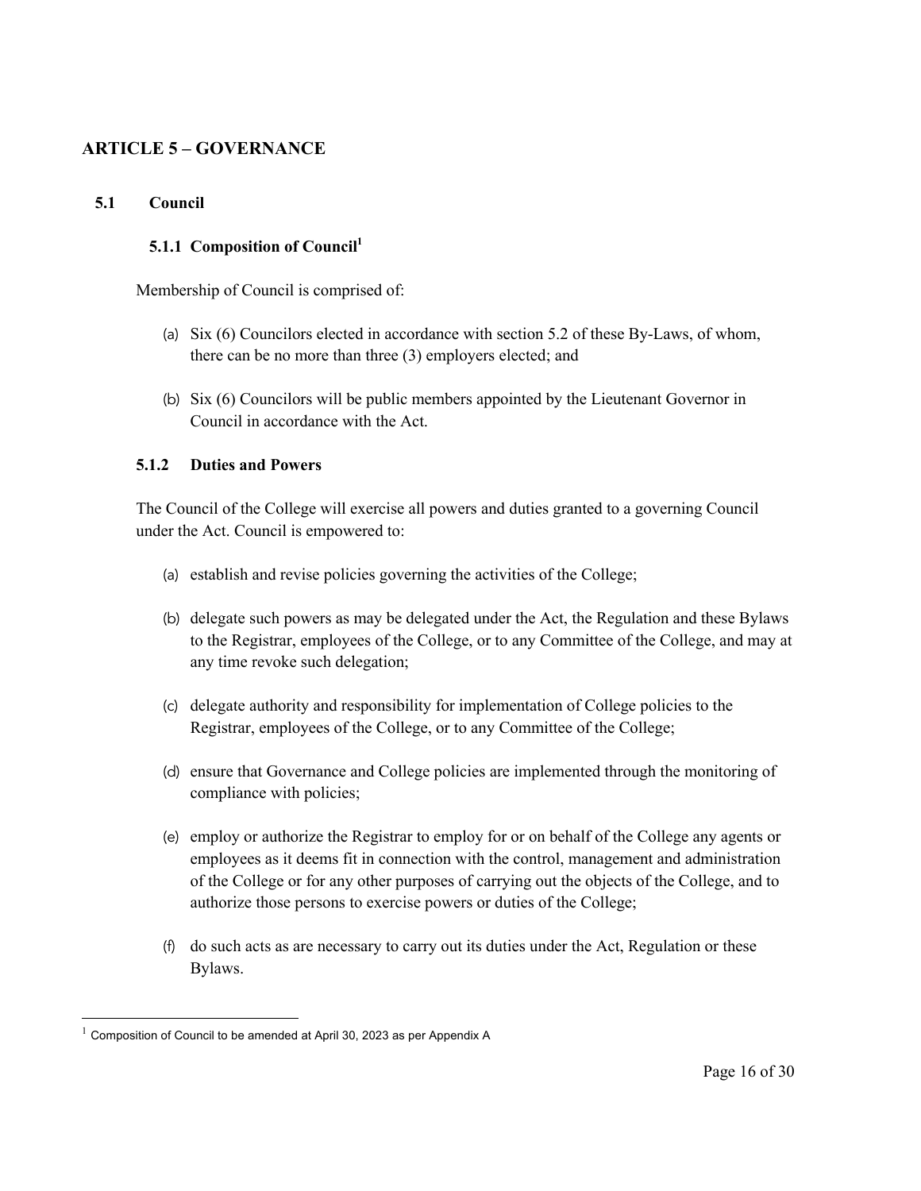## ARTICLE 5 – GOVERNANCE

### 5.1 Council

#### 5.1.1 Composition of Council[1]

Membership of Council is comprised of:

(a) Six (6) Councilors elected in accordance with section 5.2 of these By-Laws, of whom, there can be no more than three (3) employers elected; and

(b) Six (6) Councilors will be public members appointed by the Lieutenant Governor in Council in accordance with the Act.

#### 5.1.2 Duties and Powers

The Council of the College will exercise all powers and duties granted to a governing Council under the Act. Council is empowered to:

(a) establish and revise policies governing the activities of the College;

(b) delegate such powers as may be delegated under the Act, the Regulation and these Bylaws to the Registrar, employees of the College, or to any Committee of the College, and may at any time revoke such delegation;

(c) delegate authority and responsibility for implementation of College policies to the Registrar, employees of the College, or to any Committee of the College;

(d) ensure that Governance and College policies are implemented through the monitoring of compliance with policies;

(e) employ or authorize the Registrar to employ for or on behalf of the College any agents or employees as it deems fit in connection with the control, management and administration of the College or for any other purposes of carrying out the objects of the College, and to authorize those persons to exercise powers or duties of the College;

(f) do such acts as are necessary to carry out its duties under the Act, Regulation or these Bylaws.

---

[1] Composition of Council to be amended at April 30, 2023 as per Appendix A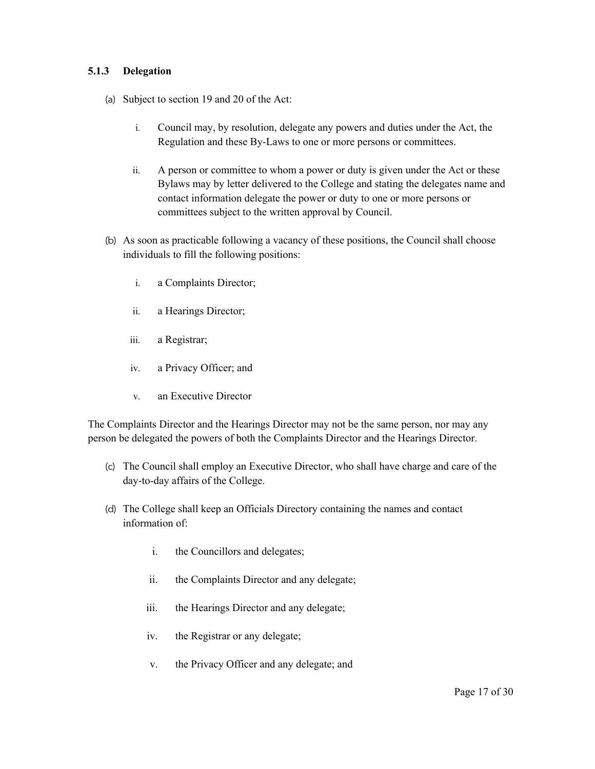### 5.1.3 Delegation

(a) Subject to section 19 and 20 of the Act:

   i. Council may, by resolution, delegate any powers and duties under the Act, the Regulation and these By-Laws to one or more persons or committees.

   ii. A person or committee to whom a power or duty is given under the Act or these Bylaws may by letter delivered to the College and stating the delegates name and contact information delegate the power or duty to one or more persons or committees subject to the written approval by Council.

(b) As soon as practicable following a vacancy of these positions, the Council shall choose individuals to fill the following positions:

   i. a Complaints Director;

   ii. a Hearings Director;

   iii. a Registrar;

   iv. a Privacy Officer; and

   v. an Executive Director

The Complaints Director and the Hearings Director may not be the same person, nor may any person be delegated the powers of both the Complaints Director and the Hearings Director.

(c) The Council shall employ an Executive Director, who shall have charge and care of the day-to-day affairs of the College.

(d) The College shall keep an Officials Directory containing the names and contact information of:

   i. the Councillors and delegates;

   ii. the Complaints Director and any delegate;

   iii. the Hearings Director and any delegate;

   iv. the Registrar or any delegate;

   v. the Privacy Officer and any delegate; and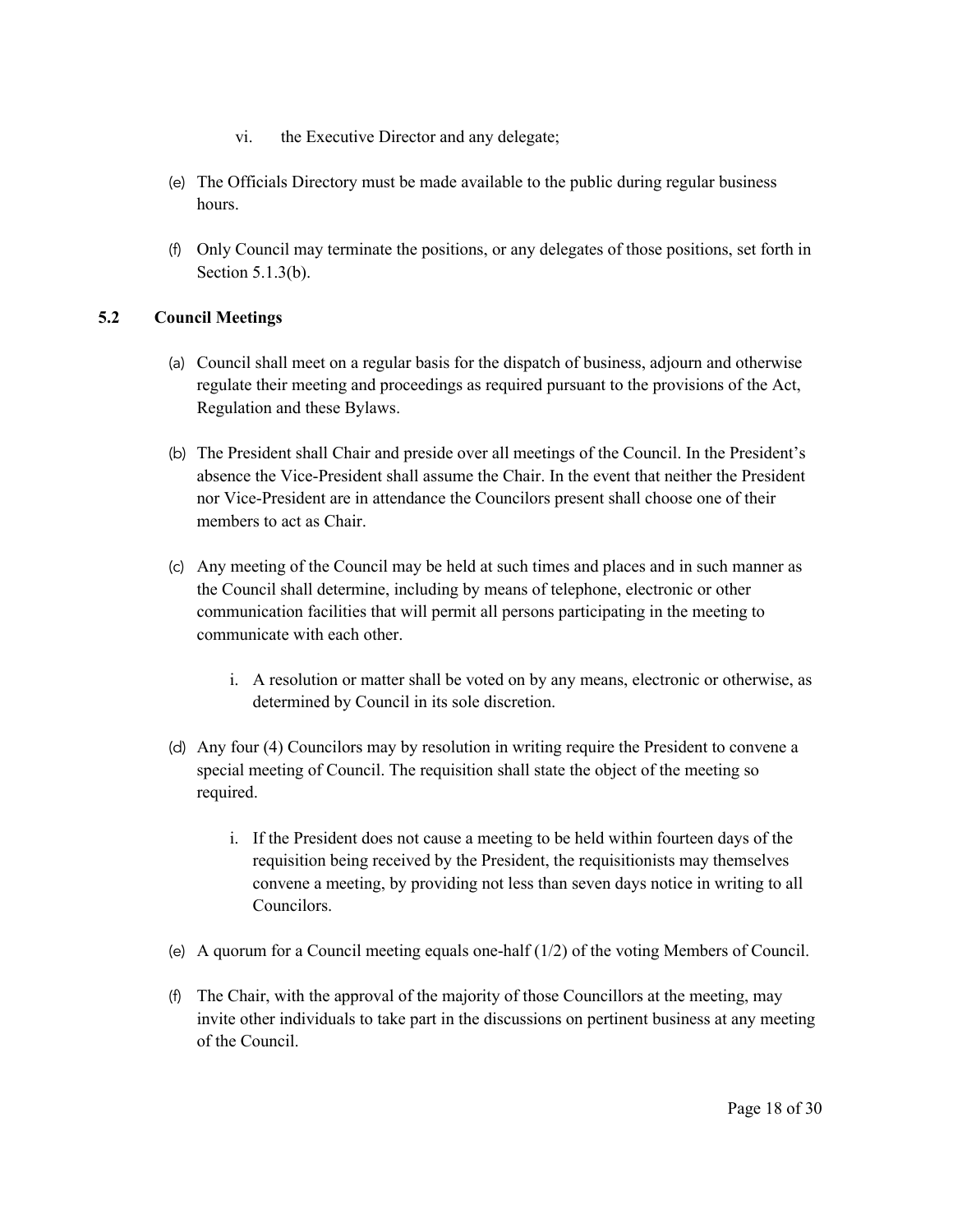vi. the Executive Director and any delegate;

(e) The Officials Directory must be made available to the public during regular business hours.

(f) Only Council may terminate the positions, or any delegates of those positions, set forth in Section 5.1.3(b).

### 5.2 Council Meetings

(a) Council shall meet on a regular basis for the dispatch of business, adjourn and otherwise regulate their meeting and proceedings as required pursuant to the provisions of the Act, Regulation and these Bylaws.

(b) The President shall Chair and preside over all meetings of the Council. In the President's absence the Vice-President shall assume the Chair. In the event that neither the President nor Vice-President are in attendance the Councilors present shall choose one of their members to act as Chair.

(c) Any meeting of the Council may be held at such times and places and in such manner as the Council shall determine, including by means of telephone, electronic or other communication facilities that will permit all persons participating in the meeting to communicate with each other.

   i. A resolution or matter shall be voted on by any means, electronic or otherwise, as determined by Council in its sole discretion.

(d) Any four (4) Councilors may by resolution in writing require the President to convene a special meeting of Council. The requisition shall state the object of the meeting so required.

   i. If the President does not cause a meeting to be held within fourteen days of the requisition being received by the President, the requisitionists may themselves convene a meeting, by providing not less than seven days notice in writing to all Councilors.

(e) A quorum for a Council meeting equals one-half (1/2) of the voting Members of Council.

(f) The Chair, with the approval of the majority of those Councillors at the meeting, may invite other individuals to take part in the discussions on pertinent business at any meeting of the Council.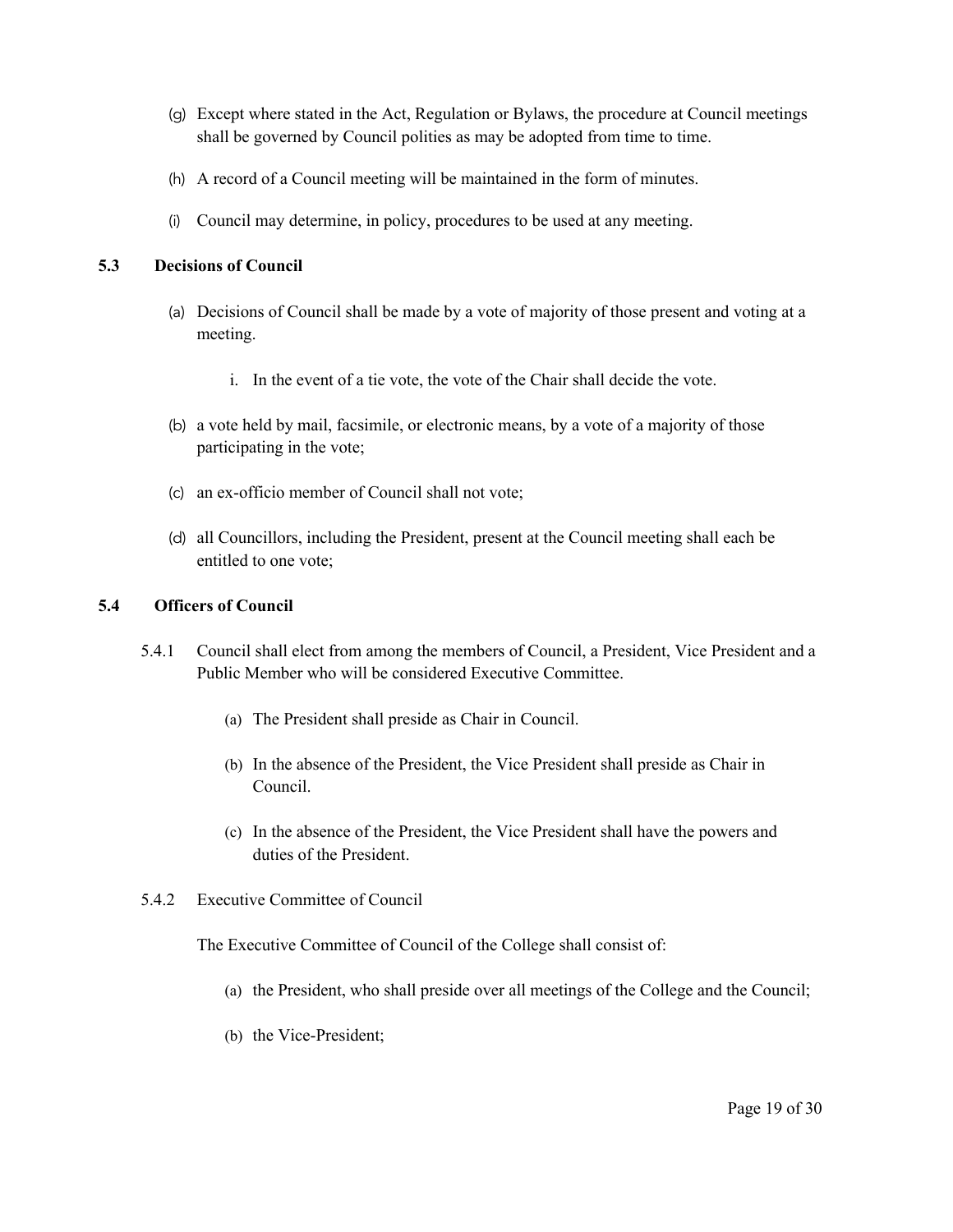(g) Except where stated in the Act, Regulation or Bylaws, the procedure at Council meetings shall be governed by Council polities as may be adopted from time to time.

(h) A record of a Council meeting will be maintained in the form of minutes.

(i) Council may determine, in policy, procedures to be used at any meeting.

### 5.3 Decisions of Council

(a) Decisions of Council shall be made by a vote of majority of those present and voting at a meeting.

  i. In the event of a tie vote, the vote of the Chair shall decide the vote.

(b) a vote held by mail, facsimile, or electronic means, by a vote of a majority of those participating in the vote;

(c) an ex-officio member of Council shall not vote;

(d) all Councillors, including the President, present at the Council meeting shall each be entitled to one vote;

### 5.4 Officers of Council

5.4.1 Council shall elect from among the members of Council, a President, Vice President and a Public Member who will be considered Executive Committee.

  (a) The President shall preside as Chair in Council.

  (b) In the absence of the President, the Vice President shall preside as Chair in Council.

  (c) In the absence of the President, the Vice President shall have the powers and duties of the President.

5.4.2 Executive Committee of Council

The Executive Committee of Council of the College shall consist of:

  (a) the President, who shall preside over all meetings of the College and the Council;

  (b) the Vice-President;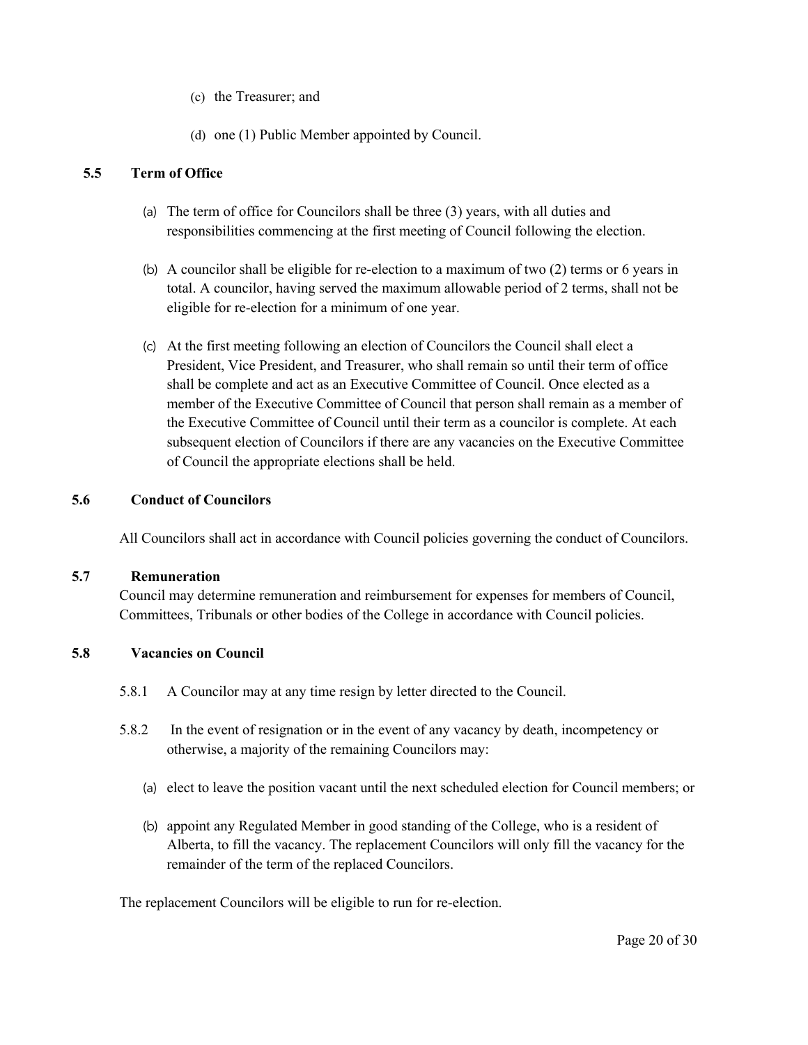(c) the Treasurer; and

(d) one (1) Public Member appointed by Council.

### 5.5 Term of Office

(a) The term of office for Councilors shall be three (3) years, with all duties and responsibilities commencing at the first meeting of Council following the election.

(b) A councilor shall be eligible for re-election to a maximum of two (2) terms or 6 years in total. A councilor, having served the maximum allowable period of 2 terms, shall not be eligible for re-election for a minimum of one year.

(c) At the first meeting following an election of Councilors the Council shall elect a President, Vice President, and Treasurer, who shall remain so until their term of office shall be complete and act as an Executive Committee of Council. Once elected as a member of the Executive Committee of Council that person shall remain as a member of the Executive Committee of Council until their term as a councilor is complete. At each subsequent election of Councilors if there are any vacancies on the Executive Committee of Council the appropriate elections shall be held.

### 5.6 Conduct of Councilors

All Councilors shall act in accordance with Council policies governing the conduct of Councilors.

### 5.7 Remuneration

Council may determine remuneration and reimbursement for expenses for members of Council, Committees, Tribunals or other bodies of the College in accordance with Council policies.

### 5.8 Vacancies on Council

5.8.1 A Councilor may at any time resign by letter directed to the Council.

5.8.2 In the event of resignation or in the event of any vacancy by death, incompetency or otherwise, a majority of the remaining Councilors may:

(a) elect to leave the position vacant until the next scheduled election for Council members; or

(b) appoint any Regulated Member in good standing of the College, who is a resident of Alberta, to fill the vacancy. The replacement Councilors will only fill the vacancy for the remainder of the term of the replaced Councilors.

The replacement Councilors will be eligible to run for re-election.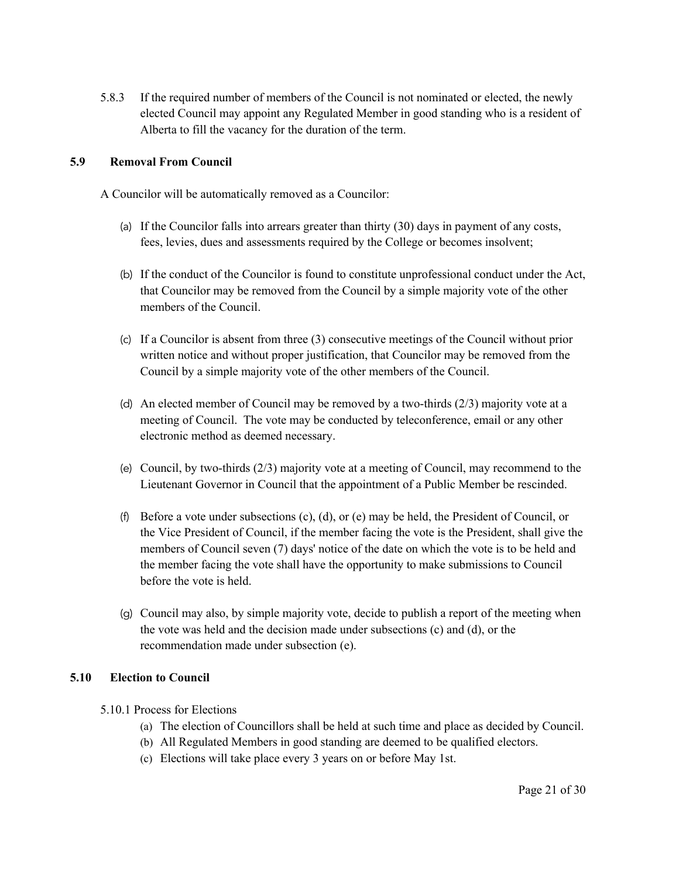5.8.3 If the required number of members of the Council is not nominated or elected, the newly elected Council may appoint any Regulated Member in good standing who is a resident of Alberta to fill the vacancy for the duration of the term.

### 5.9 Removal From Council

A Councilor will be automatically removed as a Councilor:

(a) If the Councilor falls into arrears greater than thirty (30) days in payment of any costs, fees, levies, dues and assessments required by the College or becomes insolvent;

(b) If the conduct of the Councilor is found to constitute unprofessional conduct under the Act, that Councilor may be removed from the Council by a simple majority vote of the other members of the Council.

(c) If a Councilor is absent from three (3) consecutive meetings of the Council without prior written notice and without proper justification, that Councilor may be removed from the Council by a simple majority vote of the other members of the Council.

(d) An elected member of Council may be removed by a two-thirds (2/3) majority vote at a meeting of Council. The vote may be conducted by teleconference, email or any other electronic method as deemed necessary.

(e) Council, by two-thirds (2/3) majority vote at a meeting of Council, may recommend to the Lieutenant Governor in Council that the appointment of a Public Member be rescinded.

(f) Before a vote under subsections (c), (d), or (e) may be held, the President of Council, or the Vice President of Council, if the member facing the vote is the President, shall give the members of Council seven (7) days' notice of the date on which the vote is to be held and the member facing the vote shall have the opportunity to make submissions to Council before the vote is held.

(g) Council may also, by simple majority vote, decide to publish a report of the meeting when the vote was held and the decision made under subsections (c) and (d), or the recommendation made under subsection (e).

### 5.10 Election to Council

5.10.1 Process for Elections

(a) The election of Councillors shall be held at such time and place as decided by Council.
(b) All Regulated Members in good standing are deemed to be qualified electors.
(c) Elections will take place every 3 years on or before May 1st.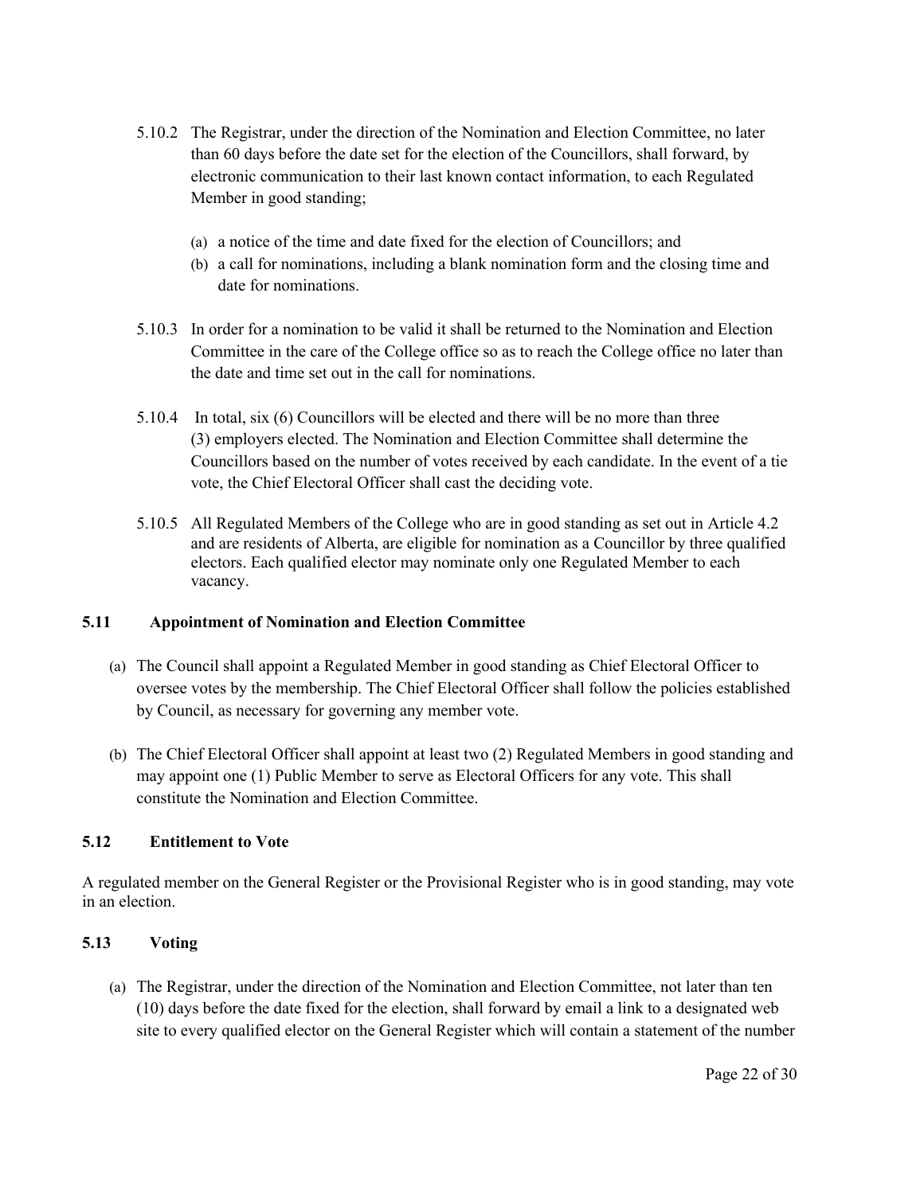5.10.2 The Registrar, under the direction of the Nomination and Election Committee, no later than 60 days before the date set for the election of the Councillors, shall forward, by electronic communication to their last known contact information, to each Regulated Member in good standing;

(a) a notice of the time and date fixed for the election of Councillors; and
(b) a call for nominations, including a blank nomination form and the closing time and date for nominations.

5.10.3 In order for a nomination to be valid it shall be returned to the Nomination and Election Committee in the care of the College office so as to reach the College office no later than the date and time set out in the call for nominations.

5.10.4 In total, six (6) Councillors will be elected and there will be no more than three (3) employers elected. The Nomination and Election Committee shall determine the Councillors based on the number of votes received by each candidate. In the event of a tie vote, the Chief Electoral Officer shall cast the deciding vote.

5.10.5 All Regulated Members of the College who are in good standing as set out in Article 4.2 and are residents of Alberta, are eligible for nomination as a Councillor by three qualified electors. Each qualified elector may nominate only one Regulated Member to each vacancy.

## 5.11 Appointment of Nomination and Election Committee

(a) The Council shall appoint a Regulated Member in good standing as Chief Electoral Officer to oversee votes by the membership. The Chief Electoral Officer shall follow the policies established by Council, as necessary for governing any member vote.

(b) The Chief Electoral Officer shall appoint at least two (2) Regulated Members in good standing and may appoint one (1) Public Member to serve as Electoral Officers for any vote. This shall constitute the Nomination and Election Committee.

## 5.12 Entitlement to Vote

A regulated member on the General Register or the Provisional Register who is in good standing, may vote in an election.

## 5.13 Voting

(a) The Registrar, under the direction of the Nomination and Election Committee, not later than ten (10) days before the date fixed for the election, shall forward by email a link to a designated web site to every qualified elector on the General Register which will contain a statement of the number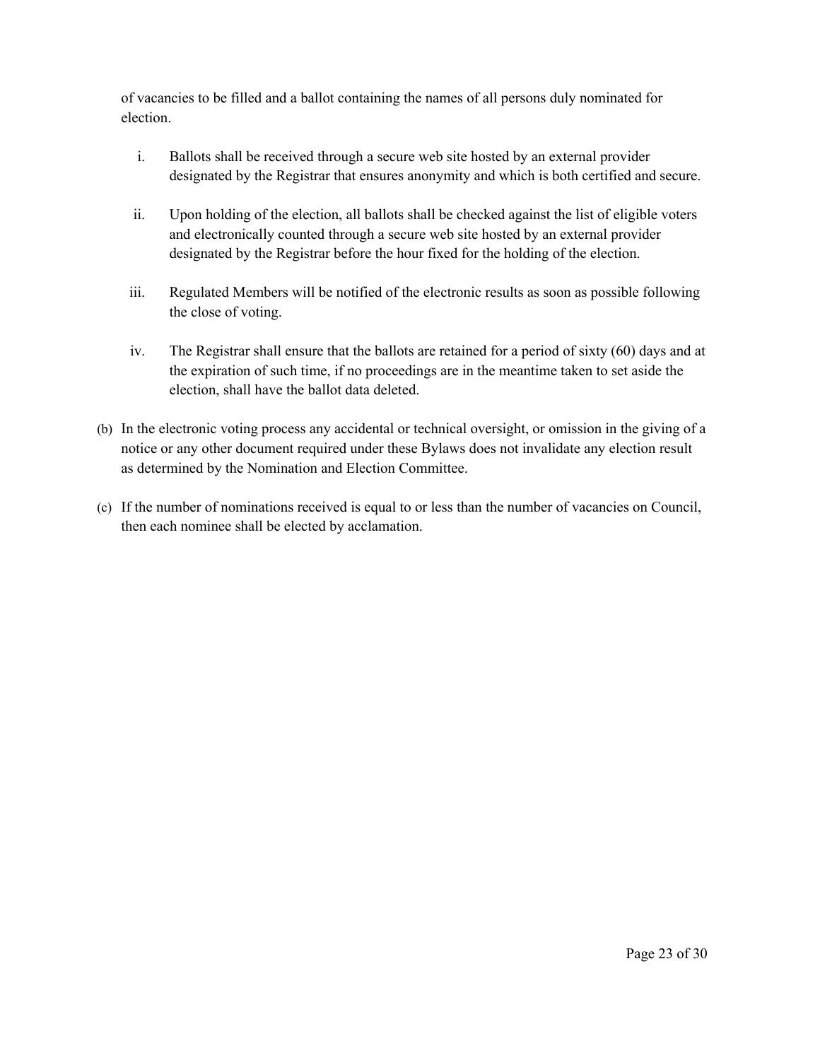of vacancies to be filled and a ballot containing the names of all persons duly nominated for election.

i. Ballots shall be received through a secure web site hosted by an external provider designated by the Registrar that ensures anonymity and which is both certified and secure.

ii. Upon holding of the election, all ballots shall be checked against the list of eligible voters and electronically counted through a secure web site hosted by an external provider designated by the Registrar before the hour fixed for the holding of the election.

iii. Regulated Members will be notified of the electronic results as soon as possible following the close of voting.

iv. The Registrar shall ensure that the ballots are retained for a period of sixty (60) days and at the expiration of such time, if no proceedings are in the meantime taken to set aside the election, shall have the ballot data deleted.

(b) In the electronic voting process any accidental or technical oversight, or omission in the giving of a notice or any other document required under these Bylaws does not invalidate any election result as determined by the Nomination and Election Committee.

(c) If the number of nominations received is equal to or less than the number of vacancies on Council, then each nominee shall be elected by acclamation.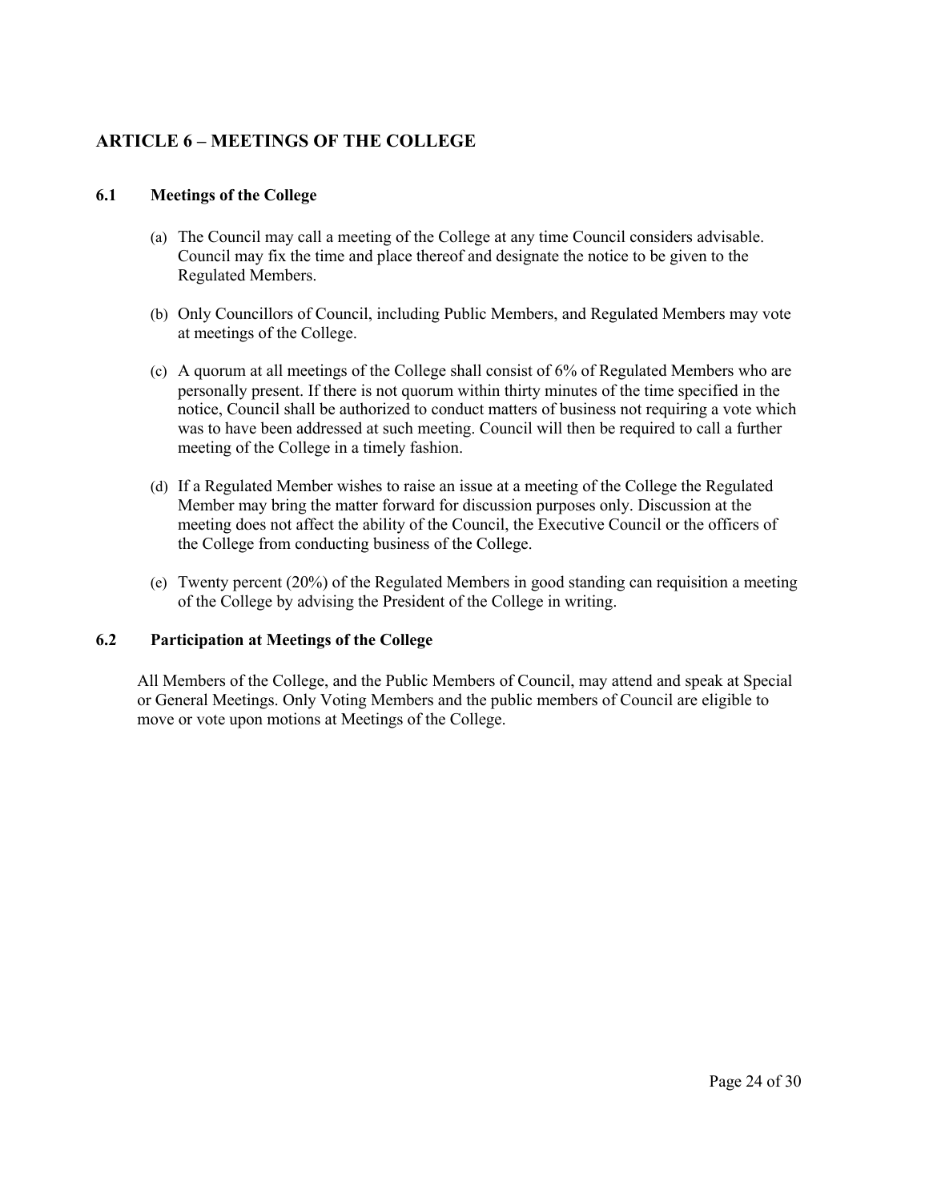## ARTICLE 6 – MEETINGS OF THE COLLEGE

### 6.1 Meetings of the College

(a) The Council may call a meeting of the College at any time Council considers advisable. Council may fix the time and place thereof and designate the notice to be given to the Regulated Members.

(b) Only Councillors of Council, including Public Members, and Regulated Members may vote at meetings of the College.

(c) A quorum at all meetings of the College shall consist of 6% of Regulated Members who are personally present. If there is not quorum within thirty minutes of the time specified in the notice, Council shall be authorized to conduct matters of business not requiring a vote which was to have been addressed at such meeting. Council will then be required to call a further meeting of the College in a timely fashion.

(d) If a Regulated Member wishes to raise an issue at a meeting of the College the Regulated Member may bring the matter forward for discussion purposes only. Discussion at the meeting does not affect the ability of the Council, the Executive Council or the officers of the College from conducting business of the College.

(e) Twenty percent (20%) of the Regulated Members in good standing can requisition a meeting of the College by advising the President of the College in writing.

### 6.2 Participation at Meetings of the College

All Members of the College, and the Public Members of Council, may attend and speak at Special or General Meetings. Only Voting Members and the public members of Council are eligible to move or vote upon motions at Meetings of the College.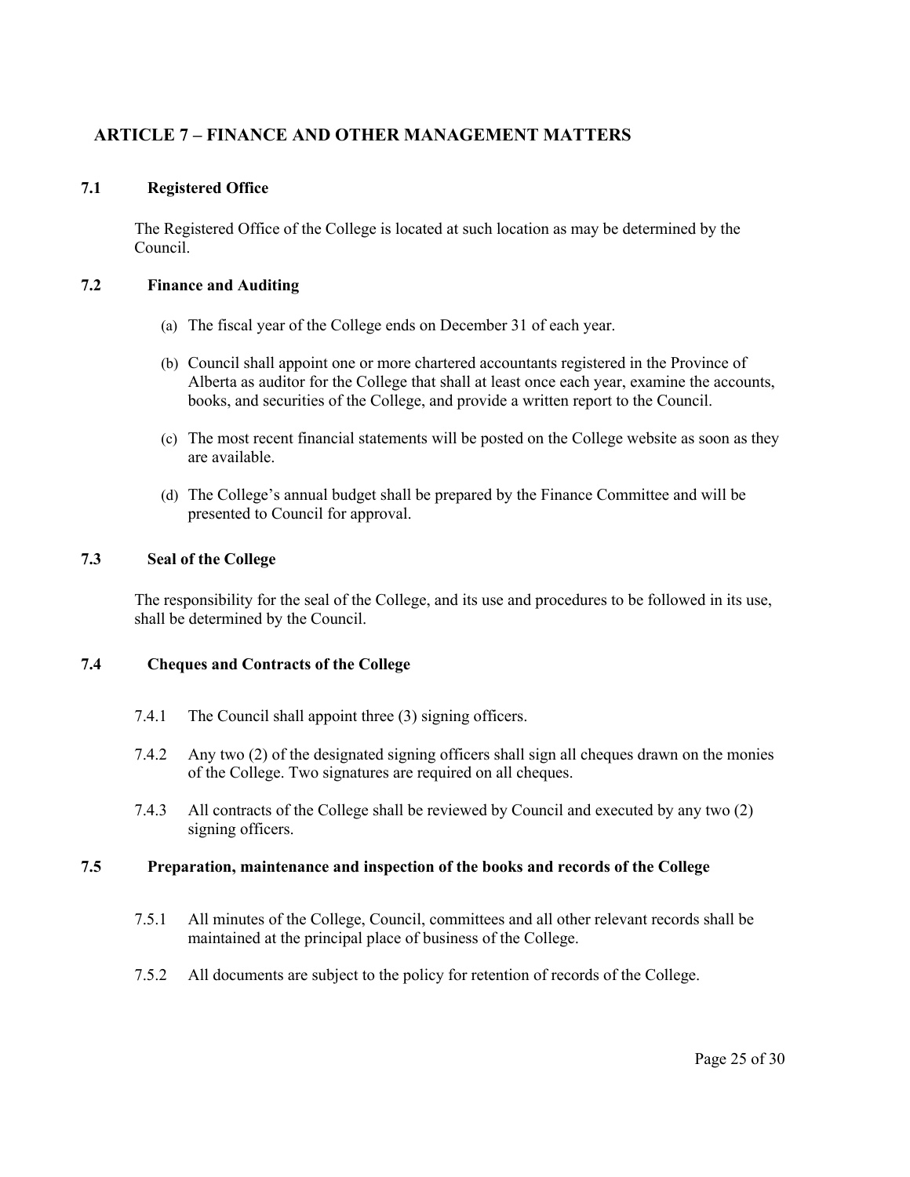## ARTICLE 7 – FINANCE AND OTHER MANAGEMENT MATTERS

### 7.1 Registered Office

The Registered Office of the College is located at such location as may be determined by the Council.

### 7.2 Finance and Auditing

(a) The fiscal year of the College ends on December 31 of each year.

(b) Council shall appoint one or more chartered accountants registered in the Province of Alberta as auditor for the College that shall at least once each year, examine the accounts, books, and securities of the College, and provide a written report to the Council.

(c) The most recent financial statements will be posted on the College website as soon as they are available.

(d) The College's annual budget shall be prepared by the Finance Committee and will be presented to Council for approval.

### 7.3 Seal of the College

The responsibility for the seal of the College, and its use and procedures to be followed in its use, shall be determined by the Council.

### 7.4 Cheques and Contracts of the College

7.4.1 The Council shall appoint three (3) signing officers.

7.4.2 Any two (2) of the designated signing officers shall sign all cheques drawn on the monies of the College. Two signatures are required on all cheques.

7.4.3 All contracts of the College shall be reviewed by Council and executed by any two (2) signing officers.

### 7.5 Preparation, maintenance and inspection of the books and records of the College

7.5.1 All minutes of the College, Council, committees and all other relevant records shall be maintained at the principal place of business of the College.

7.5.2 All documents are subject to the policy for retention of records of the College.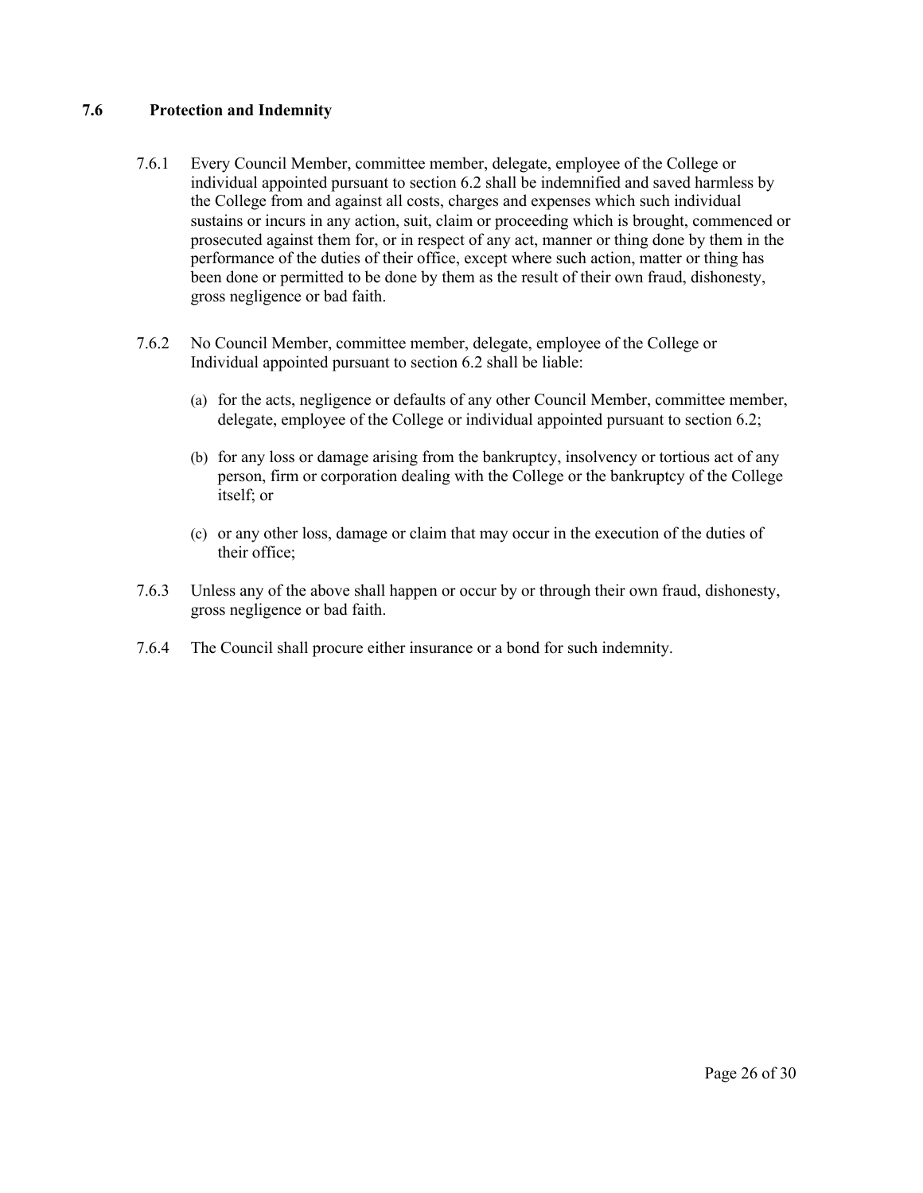### 7.6 Protection and Indemnity

7.6.1 Every Council Member, committee member, delegate, employee of the College or individual appointed pursuant to section 6.2 shall be indemnified and saved harmless by the College from and against all costs, charges and expenses which such individual sustains or incurs in any action, suit, claim or proceeding which is brought, commenced or prosecuted against them for, or in respect of any act, manner or thing done by them in the performance of the duties of their office, except where such action, matter or thing has been done or permitted to be done by them as the result of their own fraud, dishonesty, gross negligence or bad faith.

7.6.2 No Council Member, committee member, delegate, employee of the College or Individual appointed pursuant to section 6.2 shall be liable:

(a) for the acts, negligence or defaults of any other Council Member, committee member, delegate, employee of the College or individual appointed pursuant to section 6.2;

(b) for any loss or damage arising from the bankruptcy, insolvency or tortious act of any person, firm or corporation dealing with the College or the bankruptcy of the College itself; or

(c) or any other loss, damage or claim that may occur in the execution of the duties of their office;

7.6.3 Unless any of the above shall happen or occur by or through their own fraud, dishonesty, gross negligence or bad faith.

7.6.4 The Council shall procure either insurance or a bond for such indemnity.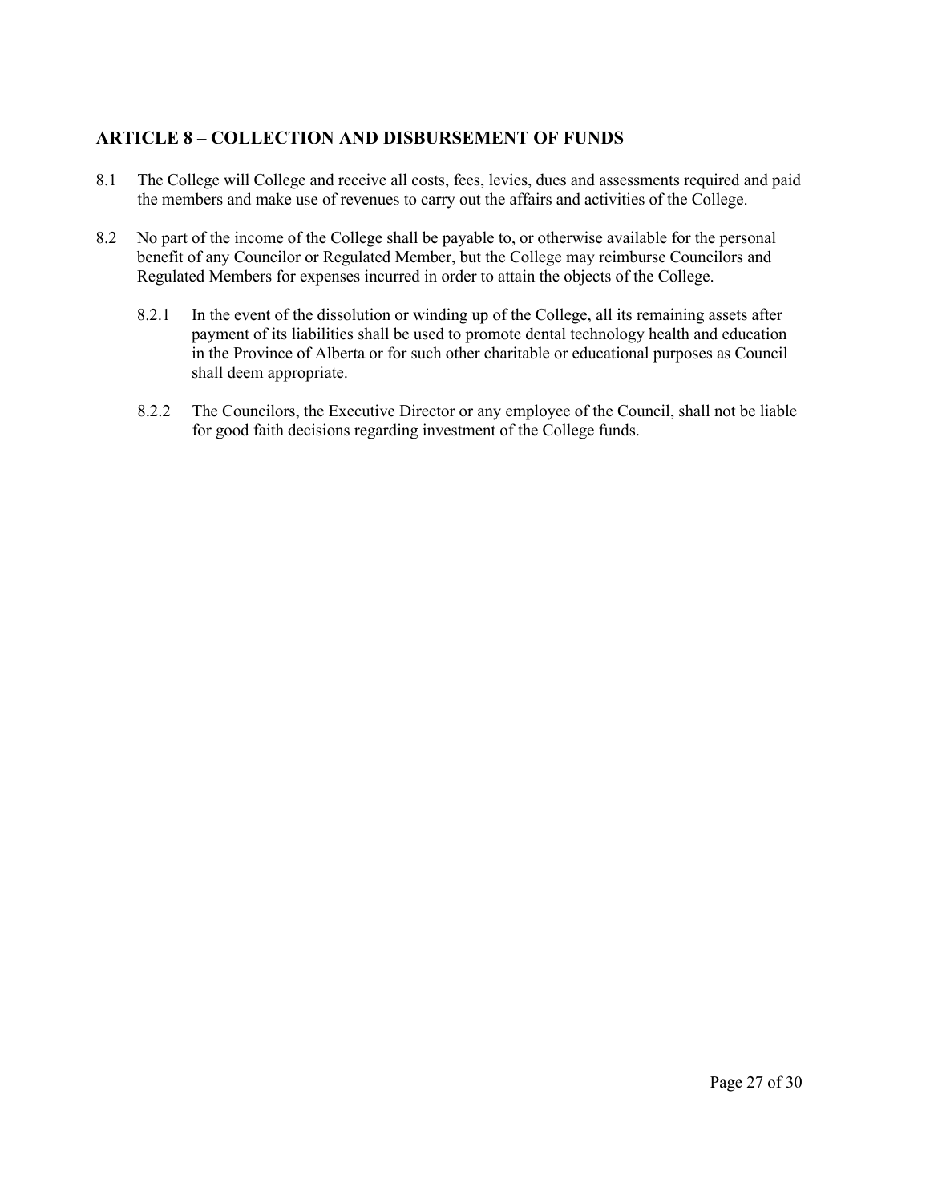## ARTICLE 8 – COLLECTION AND DISBURSEMENT OF FUNDS

8.1 The College will College and receive all costs, fees, levies, dues and assessments required and paid the members and make use of revenues to carry out the affairs and activities of the College.

8.2 No part of the income of the College shall be payable to, or otherwise available for the personal benefit of any Councilor or Regulated Member, but the College may reimburse Councilors and Regulated Members for expenses incurred in order to attain the objects of the College.

8.2.1 In the event of the dissolution or winding up of the College, all its remaining assets after payment of its liabilities shall be used to promote dental technology health and education in the Province of Alberta or for such other charitable or educational purposes as Council shall deem appropriate.

8.2.2 The Councilors, the Executive Director or any employee of the Council, shall not be liable for good faith decisions regarding investment of the College funds.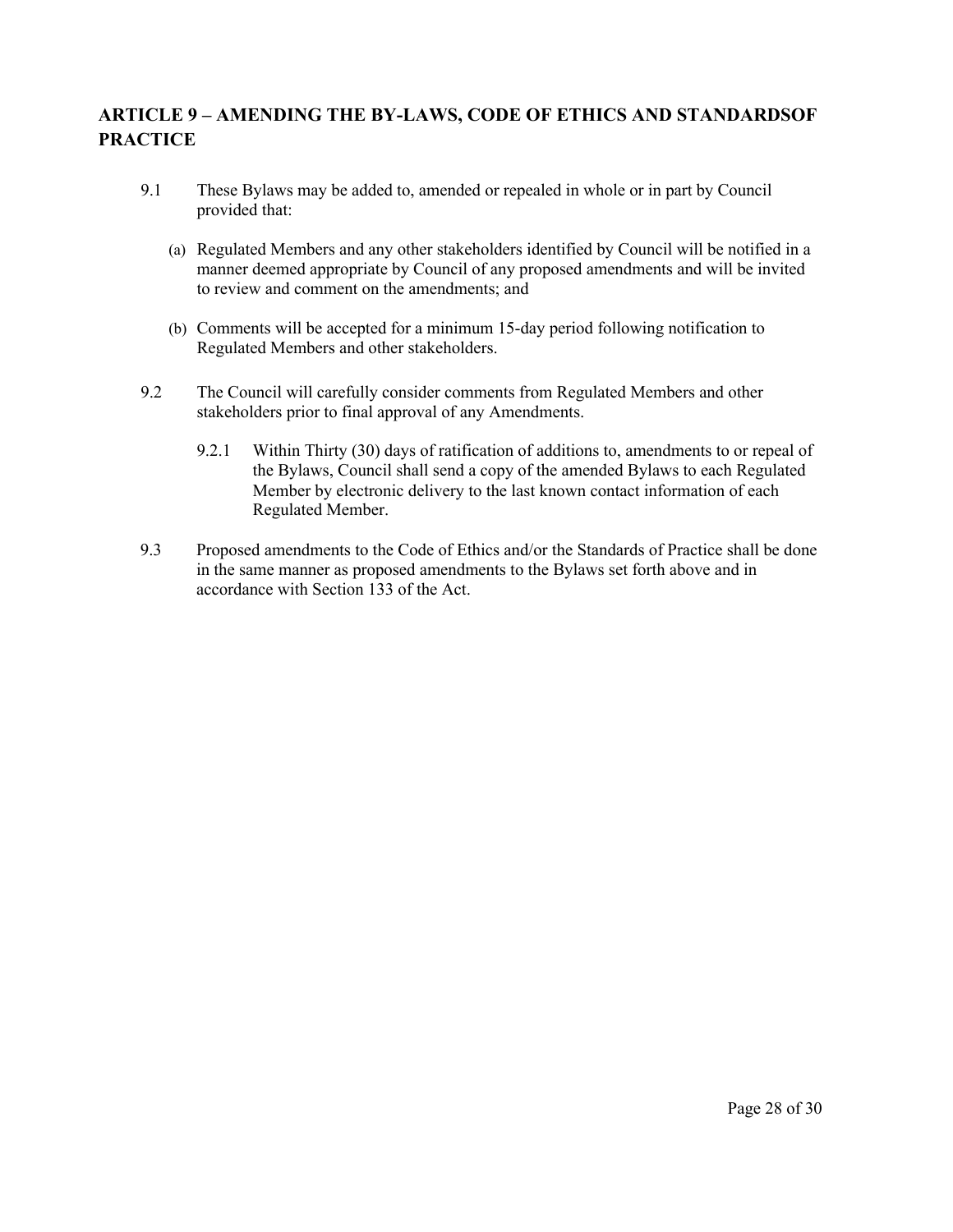## ARTICLE 9 – AMENDING THE BY-LAWS, CODE OF ETHICS AND STANDARDSOF PRACTICE

9.1 These Bylaws may be added to, amended or repealed in whole or in part by Council provided that:

(a) Regulated Members and any other stakeholders identified by Council will be notified in a manner deemed appropriate by Council of any proposed amendments and will be invited to review and comment on the amendments; and

(b) Comments will be accepted for a minimum 15-day period following notification to Regulated Members and other stakeholders.

9.2 The Council will carefully consider comments from Regulated Members and other stakeholders prior to final approval of any Amendments.

9.2.1 Within Thirty (30) days of ratification of additions to, amendments to or repeal of the Bylaws, Council shall send a copy of the amended Bylaws to each Regulated Member by electronic delivery to the last known contact information of each Regulated Member.

9.3 Proposed amendments to the Code of Ethics and/or the Standards of Practice shall be done in the same manner as proposed amendments to the Bylaws set forth above and in accordance with Section 133 of the Act.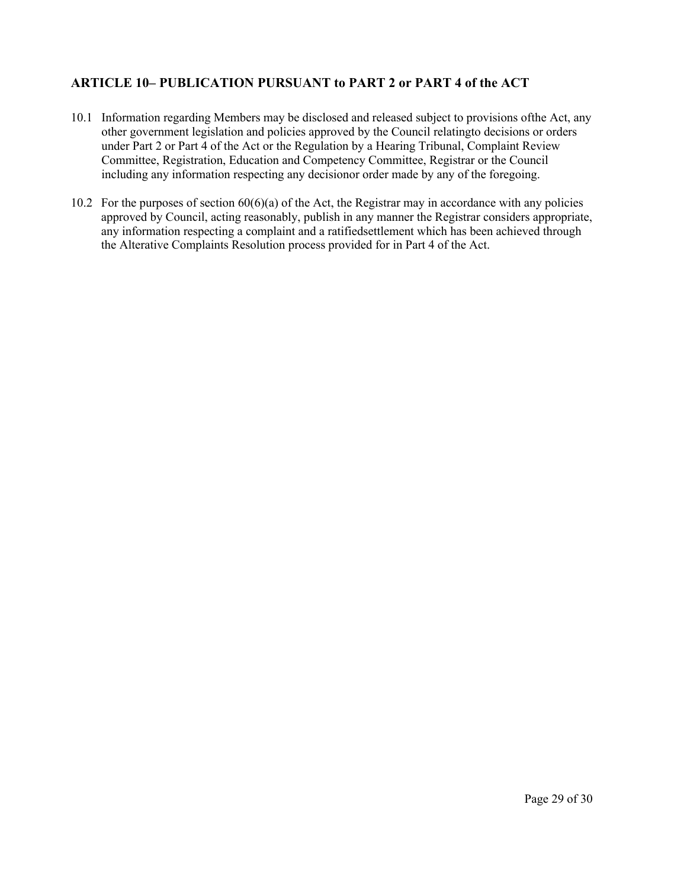## ARTICLE 10– PUBLICATION PURSUANT to PART 2 or PART 4 of the ACT

10.1 Information regarding Members may be disclosed and released subject to provisions ofthe Act, any other government legislation and policies approved by the Council relatingto decisions or orders under Part 2 or Part 4 of the Act or the Regulation by a Hearing Tribunal, Complaint Review Committee, Registration, Education and Competency Committee, Registrar or the Council including any information respecting any decisionor order made by any of the foregoing.

10.2 For the purposes of section 60(6)(a) of the Act, the Registrar may in accordance with any policies approved by Council, acting reasonably, publish in any manner the Registrar considers appropriate, any information respecting a complaint and a ratifiedsettlement which has been achieved through the Alterative Complaints Resolution process provided for in Part 4 of the Act.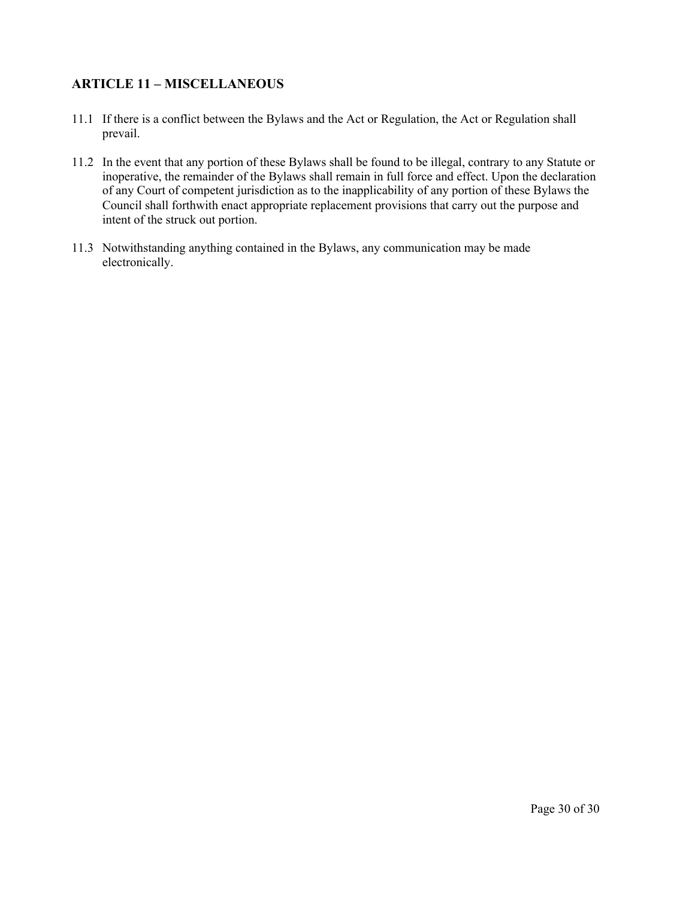## ARTICLE 11 – MISCELLANEOUS

11.1 If there is a conflict between the Bylaws and the Act or Regulation, the Act or Regulation shall prevail.

11.2 In the event that any portion of these Bylaws shall be found to be illegal, contrary to any Statute or inoperative, the remainder of the Bylaws shall remain in full force and effect. Upon the declaration of any Court of competent jurisdiction as to the inapplicability of any portion of these Bylaws the Council shall forthwith enact appropriate replacement provisions that carry out the purpose and intent of the struck out portion.

11.3 Notwithstanding anything contained in the Bylaws, any communication may be made electronically.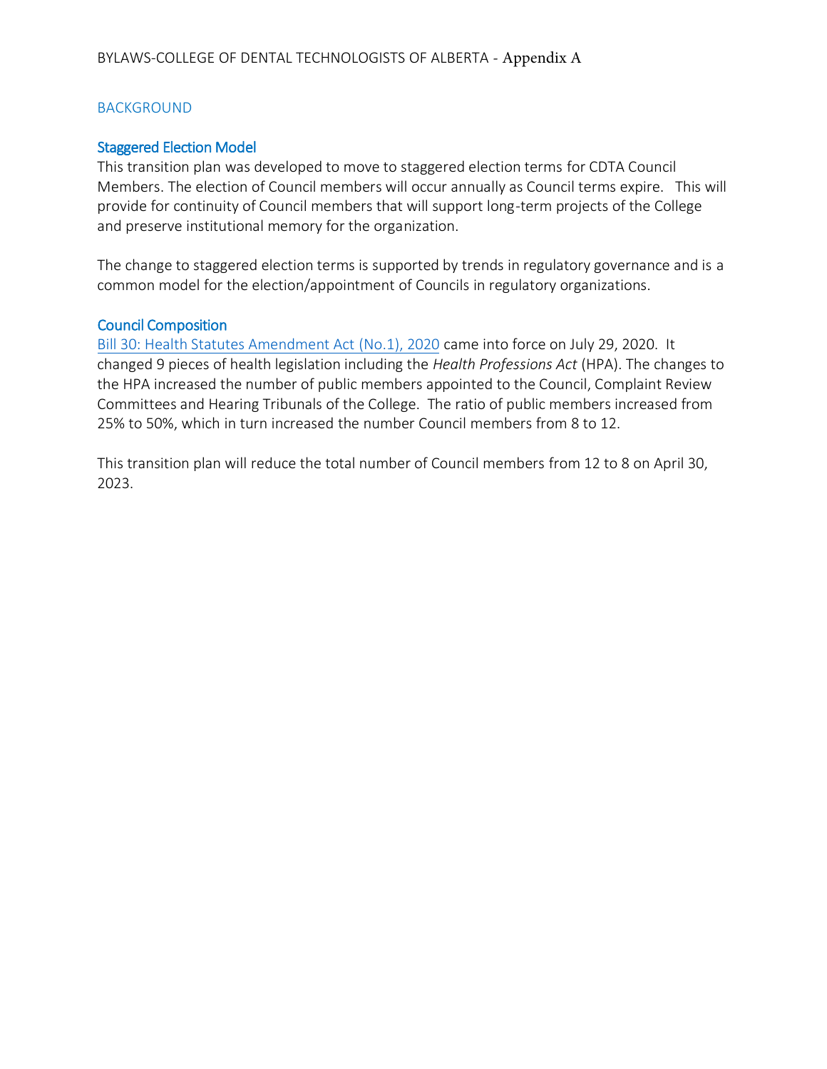## BACKGROUND

### Staggered Election Model

This transition plan was developed to move to staggered election terms for CDTA Council Members. The election of Council members will occur annually as Council terms expire. This will provide for continuity of Council members that will support long-term projects of the College and preserve institutional memory for the organization.

The change to staggered election terms is supported by trends in regulatory governance and is a common model for the election/appointment of Councils in regulatory organizations.

### Council Composition

Bill 30: Health Statutes Amendment Act (No.1), 2020 came into force on July 29, 2020. It changed 9 pieces of health legislation including the *Health Professions Act* (HPA). The changes to the HPA increased the number of public members appointed to the Council, Complaint Review Committees and Hearing Tribunals of the College. The ratio of public members increased from 25% to 50%, which in turn increased the number Council members from 8 to 12.

This transition plan will reduce the total number of Council members from 12 to 8 on April 30, 2023.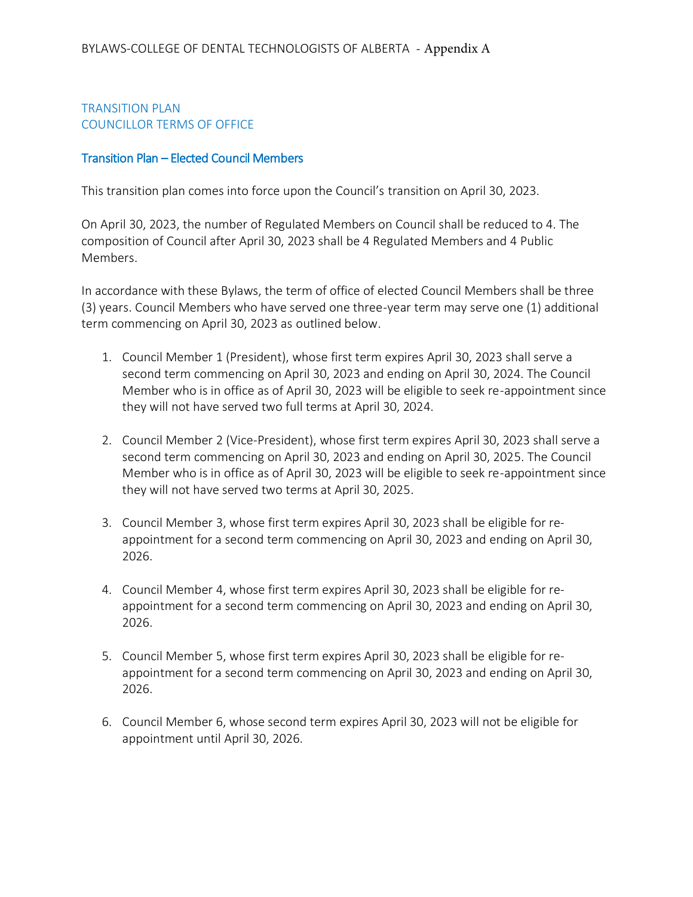TRANSITION PLAN
COUNCILLOR TERMS OF OFFICE

## Transition Plan – Elected Council Members

This transition plan comes into force upon the Council's transition on April 30, 2023.

On April 30, 2023, the number of Regulated Members on Council shall be reduced to 4. The composition of Council after April 30, 2023 shall be 4 Regulated Members and 4 Public Members.

In accordance with these Bylaws, the term of office of elected Council Members shall be three (3) years. Council Members who have served one three-year term may serve one (1) additional term commencing on April 30, 2023 as outlined below.

1. Council Member 1 (President), whose first term expires April 30, 2023 shall serve a second term commencing on April 30, 2023 and ending on April 30, 2024. The Council Member who is in office as of April 30, 2023 will be eligible to seek re-appointment since they will not have served two full terms at April 30, 2024.

2. Council Member 2 (Vice-President), whose first term expires April 30, 2023 shall serve a second term commencing on April 30, 2023 and ending on April 30, 2025. The Council Member who is in office as of April 30, 2023 will be eligible to seek re-appointment since they will not have served two terms at April 30, 2025.

3. Council Member 3, whose first term expires April 30, 2023 shall be eligible for re-appointment for a second term commencing on April 30, 2023 and ending on April 30, 2026.

4. Council Member 4, whose first term expires April 30, 2023 shall be eligible for re-appointment for a second term commencing on April 30, 2023 and ending on April 30, 2026.

5. Council Member 5, whose first term expires April 30, 2023 shall be eligible for re-appointment for a second term commencing on April 30, 2023 and ending on April 30, 2026.

6. Council Member 6, whose second term expires April 30, 2023 will not be eligible for appointment until April 30, 2026.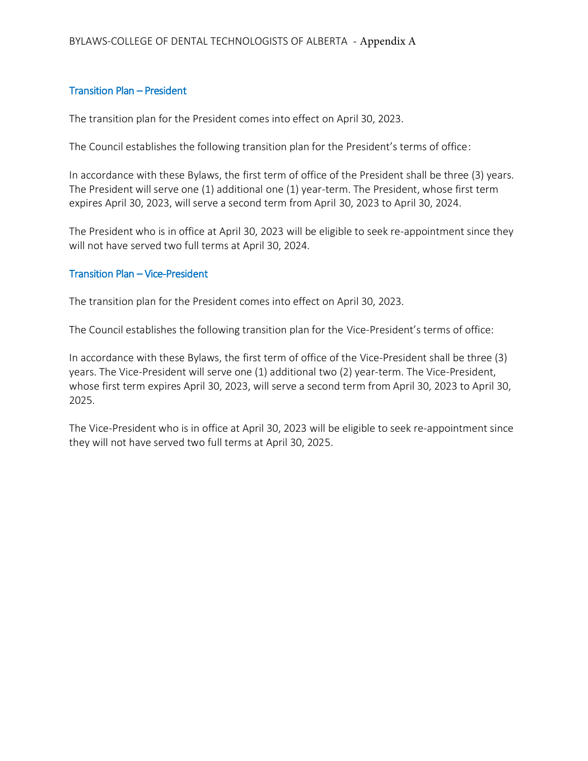## Transition Plan – President

The transition plan for the President comes into effect on April 30, 2023.

The Council establishes the following transition plan for the President's terms of office:

In accordance with these Bylaws, the first term of office of the President shall be three (3) years. The President will serve one (1) additional one (1) year-term. The President, whose first term expires April 30, 2023, will serve a second term from April 30, 2023 to April 30, 2024.

The President who is in office at April 30, 2023 will be eligible to seek re-appointment since they will not have served two full terms at April 30, 2024.

## Transition Plan – Vice-President

The transition plan for the President comes into effect on April 30, 2023.

The Council establishes the following transition plan for the Vice-President's terms of office:

In accordance with these Bylaws, the first term of office of the Vice-President shall be three (3) years. The Vice-President will serve one (1) additional two (2) year-term. The Vice-President, whose first term expires April 30, 2023, will serve a second term from April 30, 2023 to April 30, 2025.

The Vice-President who is in office at April 30, 2023 will be eligible to seek re-appointment since they will not have served two full terms at April 30, 2025.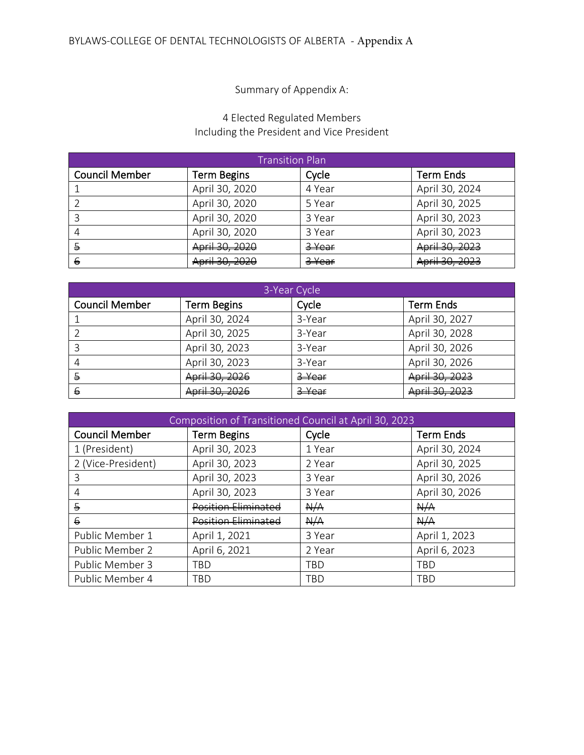Summary of Appendix A:

4 Elected Regulated Members
Including the President and Vice President

| Transition Plan | | | |
|---|---|---|---|
| Council Member | Term Begins | Cycle | Term Ends |
| 1 | April 30, 2020 | 4 Year | April 30, 2024 |
| 2 | April 30, 2020 | 5 Year | April 30, 2025 |
| 3 | April 30, 2020 | 3 Year | April 30, 2023 |
| 4 | April 30, 2020 | 3 Year | April 30, 2023 |
| ~~5~~ | ~~April 30, 2020~~ | ~~3 Year~~ | ~~April 30, 2023~~ |
| ~~6~~ | ~~April 30, 2020~~ | ~~3 Year~~ | ~~April 30, 2023~~ |

| 3-Year Cycle | | | |
|---|---|---|---|
| Council Member | Term Begins | Cycle | Term Ends |
| 1 | April 30, 2024 | 3-Year | April 30, 2027 |
| 2 | April 30, 2025 | 3-Year | April 30, 2028 |
| 3 | April 30, 2023 | 3-Year | April 30, 2026 |
| 4 | April 30, 2023 | 3-Year | April 30, 2026 |
| ~~5~~ | ~~April 30, 2026~~ | ~~3 Year~~ | ~~April 30, 2023~~ |
| ~~6~~ | ~~April 30, 2026~~ | ~~3 Year~~ | ~~April 30, 2023~~ |

| Composition of Transitioned Council at April 30, 2023 | | | |
|---|---|---|---|
| Council Member | Term Begins | Cycle | Term Ends |
| 1 (President) | April 30, 2023 | 1 Year | April 30, 2024 |
| 2 (Vice-President) | April 30, 2023 | 2 Year | April 30, 2025 |
| 3 | April 30, 2023 | 3 Year | April 30, 2026 |
| 4 | April 30, 2023 | 3 Year | April 30, 2026 |
| ~~5~~ | ~~Position Eliminated~~ | ~~N/A~~ | ~~N/A~~ |
| ~~6~~ | ~~Position Eliminated~~ | ~~N/A~~ | ~~N/A~~ |
| Public Member 1 | April 1, 2021 | 3 Year | April 1, 2023 |
| Public Member 2 | April 6, 2021 | 2 Year | April 6, 2023 |
| Public Member 3 | TBD | TBD | TBD |
| Public Member 4 | TBD | TBD | TBD |